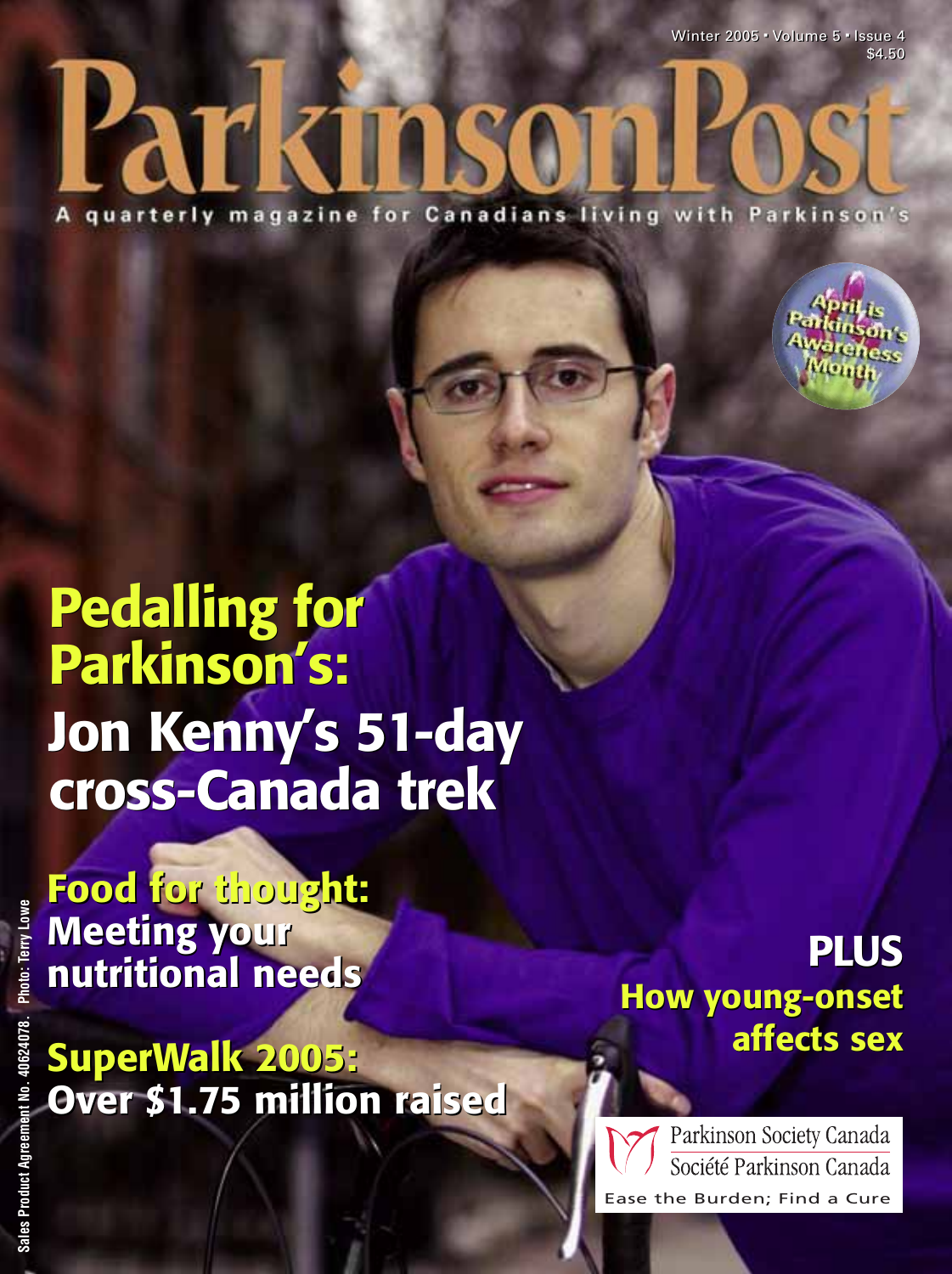Winter 2005 • Volume 5 • Issue 4
$4.50

# ParkinsonPost

A quarterly magazine for Canadians living with Parkinson's

April is Parkinson's Awareness Month

## Pedalling for Parkinson's:
## Jon Kenny's 51-day cross-Canada trek

## Food for thought:
## Meeting your nutritional needs

## SuperWalk 2005:
## Over $1.75 million raised

## PLUS
## How young-onset affects sex

Parkinson Society Canada
Société Parkinson Canada
Ease the Burden; Find a Cure

Sales Product Agreement No. 40624078. Photo: Terry Lowe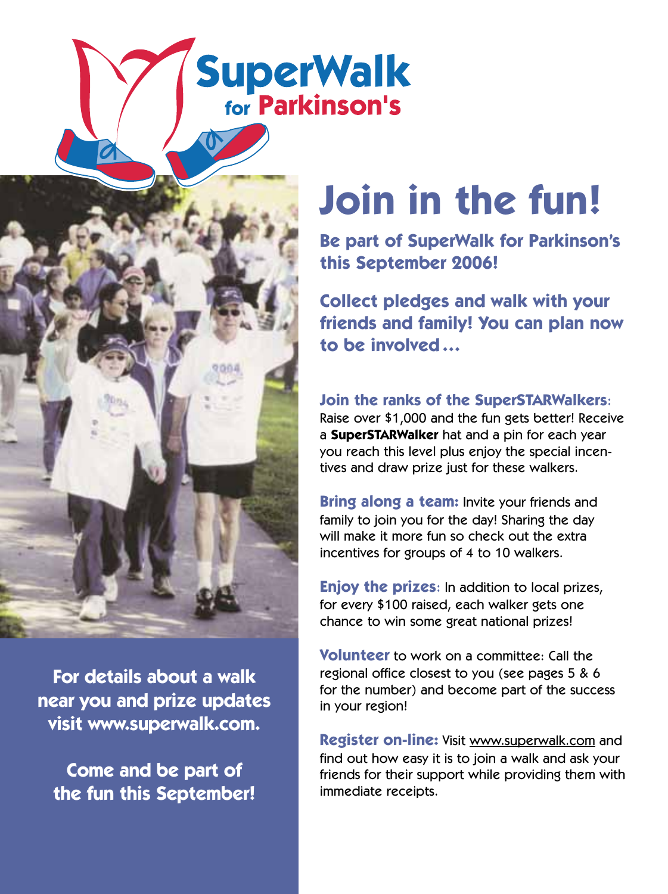SuperWalk for Parkinson's

# Join in the fun!

**Be part of SuperWalk for Parkinson's this September 2006!**

**Collect pledges and walk with your friends and family! You can plan now to be involved…**

**Join the ranks of the SuperSTARWalkers:** Raise over $1,000 and the fun gets better! Receive a **SuperSTARWalker** hat and a pin for each year you reach this level plus enjoy the special incentives and draw prize just for these walkers.

**Bring along a team:** Invite your friends and family to join you for the day! Sharing the day will make it more fun so check out the extra incentives for groups of 4 to 10 walkers.

**Enjoy the prizes:** In addition to local prizes, for every $100 raised, each walker gets one chance to win some great national prizes!

**Volunteer** to work on a committee: Call the regional office closest to you (see pages 5 & 6 for the number) and become part of the success in your region!

**Register on-line:** Visit www.superwalk.com and find out how easy it is to join a walk and ask your friends for their support while providing them with immediate receipts.

**For details about a walk near you and prize updates visit www.superwalk.com.**

**Come and be part of the fun this September!**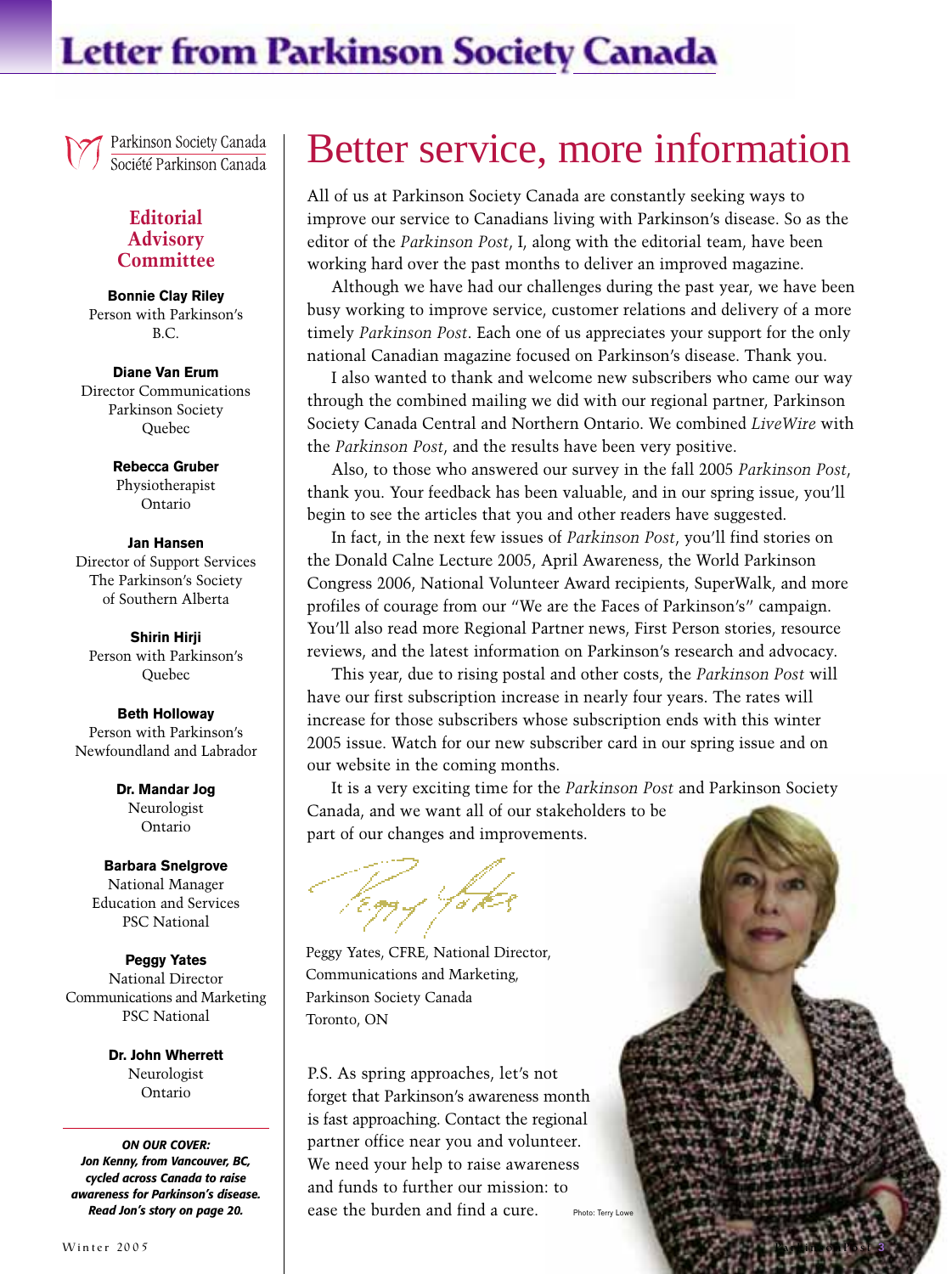# Letter from Parkinson Society Canada

Parkinson Society Canada
Société Parkinson Canada

## Editorial Advisory Committee

**Bonnie Clay Riley**
Person with Parkinson's
B.C.

**Diane Van Erum**
Director Communications
Parkinson Society
Quebec

**Rebecca Gruber**
Physiotherapist
Ontario

**Jan Hansen**
Director of Support Services
The Parkinson's Society
of Southern Alberta

**Shirin Hirji**
Person with Parkinson's
Quebec

**Beth Holloway**
Person with Parkinson's
Newfoundland and Labrador

**Dr. Mandar Jog**
Neurologist
Ontario

**Barbara Snelgrove**
National Manager
Education and Services
PSC National

**Peggy Yates**
National Director
Communications and Marketing
PSC National

**Dr. John Wherrett**
Neurologist
Ontario

***ON OUR COVER:***
***Jon Kenny, from Vancouver, BC, cycled across Canada to raise awareness for Parkinson's disease. Read Jon's story on page 20.***

## Better service, more information

All of us at Parkinson Society Canada are constantly seeking ways to improve our service to Canadians living with Parkinson's disease. So as the editor of the *Parkinson Post*, I, along with the editorial team, have been working hard over the past months to deliver an improved magazine.

Although we have had our challenges during the past year, we have been busy working to improve service, customer relations and delivery of a more timely *Parkinson Post*. Each one of us appreciates your support for the only national Canadian magazine focused on Parkinson's disease. Thank you.

I also wanted to thank and welcome new subscribers who came our way through the combined mailing we did with our regional partner, Parkinson Society Canada Central and Northern Ontario. We combined *LiveWire* with the *Parkinson Post*, and the results have been very positive.

Also, to those who answered our survey in the fall 2005 *Parkinson Post*, thank you. Your feedback has been valuable, and in our spring issue, you'll begin to see the articles that you and other readers have suggested.

In fact, in the next few issues of *Parkinson Post*, you'll find stories on the Donald Calne Lecture 2005, April Awareness, the World Parkinson Congress 2006, National Volunteer Award recipients, SuperWalk, and more profiles of courage from our "We are the Faces of Parkinson's" campaign. You'll also read more Regional Partner news, First Person stories, resource reviews, and the latest information on Parkinson's research and advocacy.

This year, due to rising postal and other costs, the *Parkinson Post* will have our first subscription increase in nearly four years. The rates will increase for those subscribers whose subscription ends with this winter 2005 issue. Watch for our new subscriber card in our spring issue and on our website in the coming months.

It is a very exciting time for the *Parkinson Post* and Parkinson Society Canada, and we want all of our stakeholders to be part of our changes and improvements.

Peggy Yates, CFRE, National Director,
Communications and Marketing,
Parkinson Society Canada
Toronto, ON

P.S. As spring approaches, let's not forget that Parkinson's awareness month is fast approaching. Contact the regional partner office near you and volunteer. We need your help to raise awareness and funds to further our mission: to ease the burden and find a cure.

Photo: Terry Lowe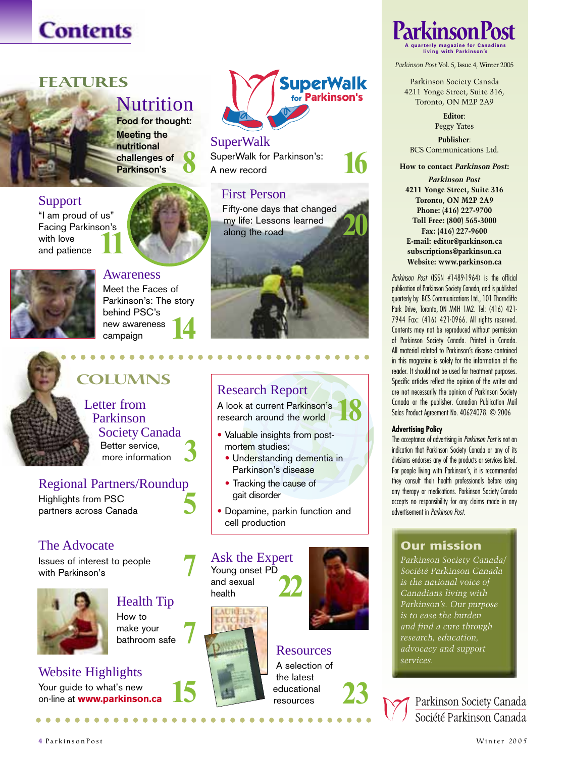# Contents

## FEATURES

### Nutrition
**Food for thought: Meeting the nutritional challenges of Parkinson's** 8

### SuperWalk
SuperWalk for Parkinson's: A new record 16

### Support
"I am proud of us" Facing Parkinson's with love and patience 11

### First Person
Fifty-one days that changed my life: Lessons learned along the road 20

### Awareness
Meet the Faces of Parkinson's: The story behind PSC's new awareness campaign 14

## COLUMNS

### Letter from Parkinson Society Canada
Better service, more information 3

### Regional Partners/Roundup
Highlights from PSC partners across Canada 5

### The Advocate
Issues of interest to people with Parkinson's 7

### Health Tip
How to make your bathroom safe 7

### Website Highlights
Your guide to what's new on-line at **www.parkinson.ca** 15

### Research Report
A look at current Parkinson's research around the world 18

- Valuable insights from post-mortem studies:
  - Understanding dementia in Parkinson's disease
  - Tracking the cause of gait disorder
- Dopamine, parkin function and cell production

### Ask the Expert
Young onset PD and sexual health 22

### Resources
A selection of the latest educational resources 23

---

# ParkinsonPost

A quarterly magazine for Canadians living with Parkinson's

*Parkinson Post* Vol. 5, Issue 4, Winter 2005

Parkinson Society Canada
4211 Yonge Street, Suite 316,
Toronto, ON M2P 2A9

**Editor**:
Peggy Yates

**Publisher**:
BCS Communications Ltd.

**How to contact *Parkinson Post*:**

***Parkinson Post***
**4211 Yonge Street, Suite 316**
**Toronto, ON M2P 2A9**
**Phone: (416) 227-9700**
**Toll Free: (800) 565-3000**
**Fax: (416) 227-9600**
**E-mail: editor@parkinson.ca**
**subscriptions@parkinson.ca**
**Website: www.parkinson.ca**

*Parkinson Post* (ISSN #1489-1964) is the official publication of Parkinson Society Canada, and is published quarterly by BCS Communications Ltd., 101 Thorncliffe Park Drive, Toronto, ON M4H 1M2. Tel: (416) 421-7944 Fax: (416) 421-0966. All rights reserved. Contents may not be reproduced without permission of Parkinson Society Canada. Printed in Canada. All material related to Parkinson's disease contained in this magazine is solely for the information of the reader. It should not be used for treatment purposes. Specific articles reflect the opinion of the writer and are not necessarily the opinion of Parkinson Society Canada or the publisher. Canadian Publication Mail Sales Product Agreement No. 40624078. © 2006

**Advertising Policy**

The acceptance of advertising in *Parkinson Post* is not an indication that Parkinson Society Canada or any of its divisions endorses any of the products or services listed. For people living with Parkinson's, it is recommended they consult their health professionals before using any therapy or medications. Parkinson Society Canada accepts no responsibility for any claims made in any advertisement in *Parkinson Post.*

**Our mission**

*Parkinson Society Canada/Société Parkinson Canada is the national voice of Canadians living with Parkinson's. Our purpose is to ease the burden and find a cure through research, education, advocacy and support services.*

Parkinson Society Canada
Société Parkinson Canada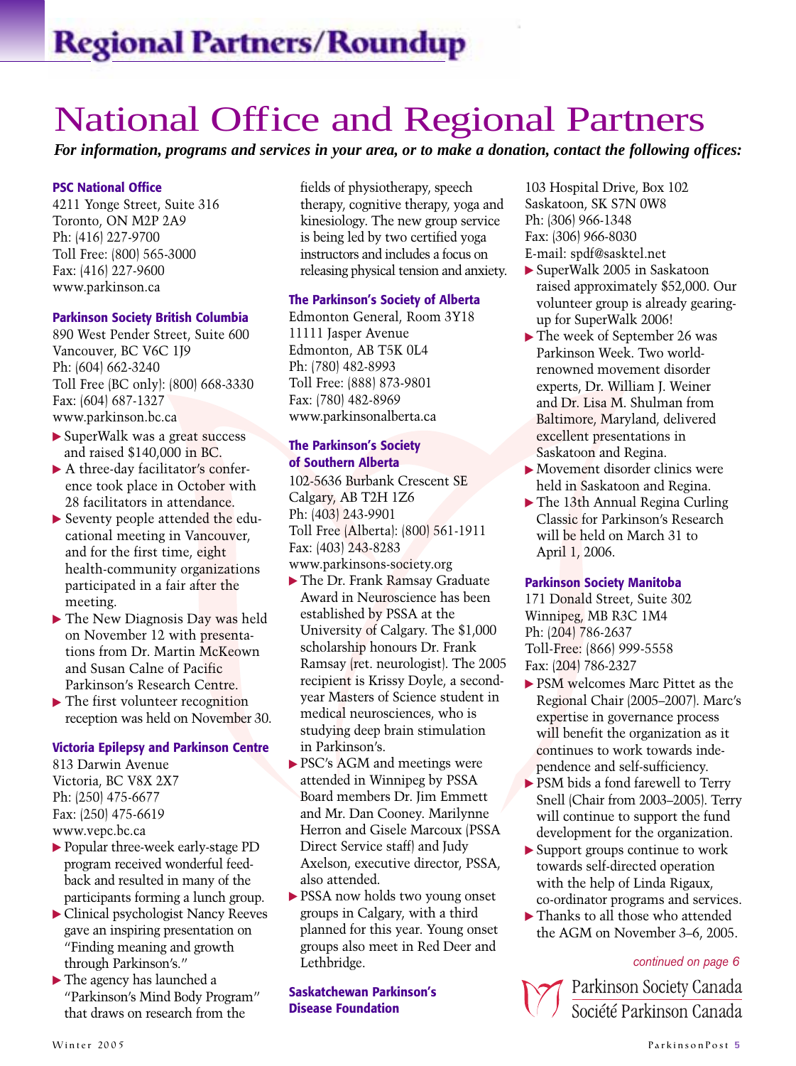# Regional Partners/Roundup

## National Office and Regional Partners

***For information, programs and services in your area, or to make a donation, contact the following offices:***

### PSC National Office

4211 Yonge Street, Suite 316
Toronto, ON M2P 2A9
Ph: (416) 227-9700
Toll Free: (800) 565-3000
Fax: (416) 227-9600
www.parkinson.ca

### Parkinson Society British Columbia

890 West Pender Street, Suite 600
Vancouver, BC V6C 1J9
Ph: (604) 662-3240
Toll Free (BC only): (800) 668-3330
Fax: (604) 687-1327
www.parkinson.bc.ca

- SuperWalk was a great success and raised $140,000 in BC.
- A three-day facilitator's conference took place in October with 28 facilitators in attendance.
- Seventy people attended the educational meeting in Vancouver, and for the first time, eight health-community organizations participated in a fair after the meeting.
- The New Diagnosis Day was held on November 12 with presentations from Dr. Martin McKeown and Susan Calne of Pacific Parkinson's Research Centre.
- The first volunteer recognition reception was held on November 30.

### Victoria Epilepsy and Parkinson Centre

813 Darwin Avenue
Victoria, BC V8X 2X7
Ph: (250) 475-6677
Fax: (250) 475-6619
www.vepc.bc.ca

- Popular three-week early-stage PD program received wonderful feedback and resulted in many of the participants forming a lunch group.
- Clinical psychologist Nancy Reeves gave an inspiring presentation on "Finding meaning and growth through Parkinson's."
- The agency has launched a "Parkinson's Mind Body Program" that draws on research from the fields of physiotherapy, speech therapy, cognitive therapy, yoga and kinesiology. The new group service is being led by two certified yoga instructors and includes a focus on releasing physical tension and anxiety.

### The Parkinson's Society of Alberta

Edmonton General, Room 3Y18
11111 Jasper Avenue
Edmonton, AB T5K 0L4
Ph: (780) 482-8993
Toll Free: (888) 873-9801
Fax: (780) 482-8969
www.parkinsonalberta.ca

### The Parkinson's Society of Southern Alberta

102-5636 Burbank Crescent SE
Calgary, AB T2H 1Z6
Ph: (403) 243-9901
Toll Free (Alberta): (800) 561-1911
Fax: (403) 243-8283
www.parkinsons-society.org

- The Dr. Frank Ramsay Graduate Award in Neuroscience has been established by PSSA at the University of Calgary. The $1,000 scholarship honours Dr. Frank Ramsay (ret. neurologist). The 2005 recipient is Krissy Doyle, a second-year Masters of Science student in medical neurosciences, who is studying deep brain stimulation in Parkinson's.
- PSC's AGM and meetings were attended in Winnipeg by PSSA Board members Dr. Jim Emmett and Mr. Dan Cooney. Marilynne Herron and Gisele Marcoux (PSSA Direct Service staff) and Judy Axelson, executive director, PSSA, also attended.
- PSSA now holds two young onset groups in Calgary, with a third planned for this year. Young onset groups also meet in Red Deer and Lethbridge.

### Saskatchewan Parkinson's Disease Foundation

103 Hospital Drive, Box 102
Saskatoon, SK S7N 0W8
Ph: (306) 966-1348
Fax: (306) 966-8030
E-mail: spdf@sasktel.net

- SuperWalk 2005 in Saskatoon raised approximately $52,000. Our volunteer group is already gearing-up for SuperWalk 2006!
- The week of September 26 was Parkinson Week. Two world-renowned movement disorder experts, Dr. William J. Weiner and Dr. Lisa M. Shulman from Baltimore, Maryland, delivered excellent presentations in Saskatoon and Regina.
- Movement disorder clinics were held in Saskatoon and Regina.
- The 13th Annual Regina Curling Classic for Parkinson's Research will be held on March 31 to April 1, 2006.

### Parkinson Society Manitoba

171 Donald Street, Suite 302
Winnipeg, MB R3C 1M4
Ph: (204) 786-2637
Toll-Free: (866) 999-5558
Fax: (204) 786-2327

- PSM welcomes Marc Pittet as the Regional Chair (2005–2007). Marc's expertise in governance process will benefit the organization as it continues to work towards independence and self-sufficiency.
- PSM bids a fond farewell to Terry Snell (Chair from 2003–2005). Terry will continue to support the fund development for the organization.
- Support groups continue to work towards self-directed operation with the help of Linda Rigaux, co-ordinator programs and services.
- Thanks to all those who attended the AGM on November 3–6, 2005.

*continued on page 6*

Parkinson Society Canada
Société Parkinson Canada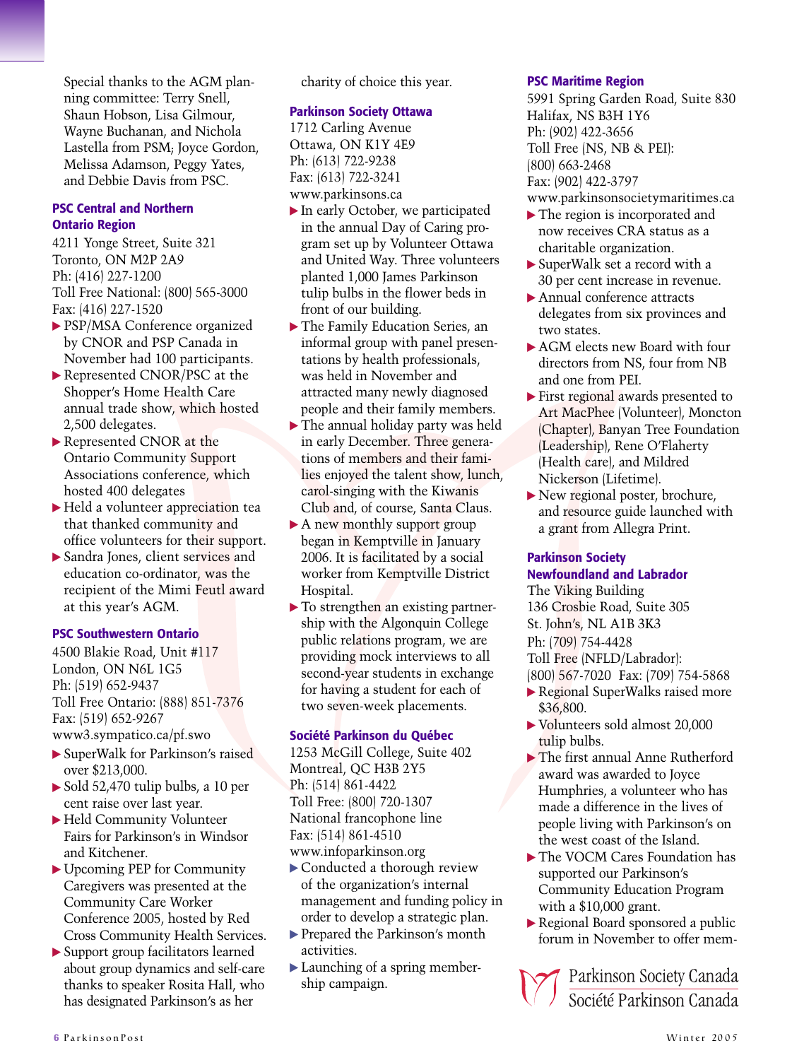Special thanks to the AGM planning committee: Terry Snell, Shaun Hobson, Lisa Gilmour, Wayne Buchanan, and Nichola Lastella from PSM; Joyce Gordon, Melissa Adamson, Peggy Yates, and Debbie Davis from PSC.

### PSC Central and Northern Ontario Region

4211 Yonge Street, Suite 321
Toronto, ON M2P 2A9
Ph: (416) 227-1200
Toll Free National: (800) 565-3000
Fax: (416) 227-1520

- PSP/MSA Conference organized by CNOR and PSP Canada in November had 100 participants.
- Represented CNOR/PSC at the Shopper's Home Health Care annual trade show, which hosted 2,500 delegates.
- Represented CNOR at the Ontario Community Support Associations conference, which hosted 400 delegates
- Held a volunteer appreciation tea that thanked community and office volunteers for their support.
- Sandra Jones, client services and education co-ordinator, was the recipient of the Mimi Feutl award at this year's AGM.

### PSC Southwestern Ontario

4500 Blakie Road, Unit #117
London, ON N6L 1G5
Ph: (519) 652-9437
Toll Free Ontario: (888) 851-7376
Fax: (519) 652-9267
www3.sympatico.ca/pf.swo

- SuperWalk for Parkinson's raised over $213,000.
- Sold 52,470 tulip bulbs, a 10 per cent raise over last year.
- Held Community Volunteer Fairs for Parkinson's in Windsor and Kitchener.
- Upcoming PEP for Community Caregivers was presented at the Community Care Worker Conference 2005, hosted by Red Cross Community Health Services.
- Support group facilitators learned about group dynamics and self-care thanks to speaker Rosita Hall, who has designated Parkinson's as her charity of choice this year.

### Parkinson Society Ottawa

1712 Carling Avenue
Ottawa, ON K1Y 4E9
Ph: (613) 722-9238
Fax: (613) 722-3241
www.parkinsons.ca

- In early October, we participated in the annual Day of Caring program set up by Volunteer Ottawa and United Way. Three volunteers planted 1,000 James Parkinson tulip bulbs in the flower beds in front of our building.
- The Family Education Series, an informal group with panel presentations by health professionals, was held in November and attracted many newly diagnosed people and their family members.
- The annual holiday party was held in early December. Three generations of members and their families enjoyed the talent show, lunch, carol-singing with the Kiwanis Club and, of course, Santa Claus.
- A new monthly support group began in Kemptville in January 2006. It is facilitated by a social worker from Kemptville District Hospital.
- To strengthen an existing partnership with the Algonquin College public relations program, we are providing mock interviews to all second-year students in exchange for having a student for each of two seven-week placements.

### Société Parkinson du Québec

1253 McGill College, Suite 402
Montreal, QC H3B 2Y5
Ph: (514) 861-4422
Toll Free: (800) 720-1307
National francophone line
Fax: (514) 861-4510
www.infoparkinson.org

- Conducted a thorough review of the organization's internal management and funding policy in order to develop a strategic plan.
- Prepared the Parkinson's month activities.
- Launching of a spring membership campaign.

### PSC Maritime Region

5991 Spring Garden Road, Suite 830
Halifax, NS B3H 1Y6
Ph: (902) 422-3656
Toll Free (NS, NB & PEI):
(800) 663-2468
Fax: (902) 422-3797
www.parkinsonsocietymaritimes.ca

- The region is incorporated and now receives CRA status as a charitable organization.
- SuperWalk set a record with a 30 per cent increase in revenue.
- Annual conference attracts delegates from six provinces and two states.
- AGM elects new Board with four directors from NS, four from NB and one from PEI.
- First regional awards presented to Art MacPhee (Volunteer), Moncton (Chapter), Banyan Tree Foundation (Leadership), Rene O'Flaherty (Health care), and Mildred Nickerson (Lifetime).
- New regional poster, brochure, and resource guide launched with a grant from Allegra Print.

### Parkinson Society Newfoundland and Labrador

The Viking Building
136 Crosbie Road, Suite 305
St. John's, NL A1B 3K3
Ph: (709) 754-4428
Toll Free (NFLD/Labrador):
(800) 567-7020 Fax: (709) 754-5868

- Regional SuperWalks raised more $36,800.
- Volunteers sold almost 20,000 tulip bulbs.
- The first annual Anne Rutherford award was awarded to Joyce Humphries, a volunteer who has made a difference in the lives of people living with Parkinson's on the west coast of the Island.
- The VOCM Cares Foundation has supported our Parkinson's Community Education Program with a $10,000 grant.
- Regional Board sponsored a public forum in November to offer mem-

Parkinson Society Canada
Société Parkinson Canada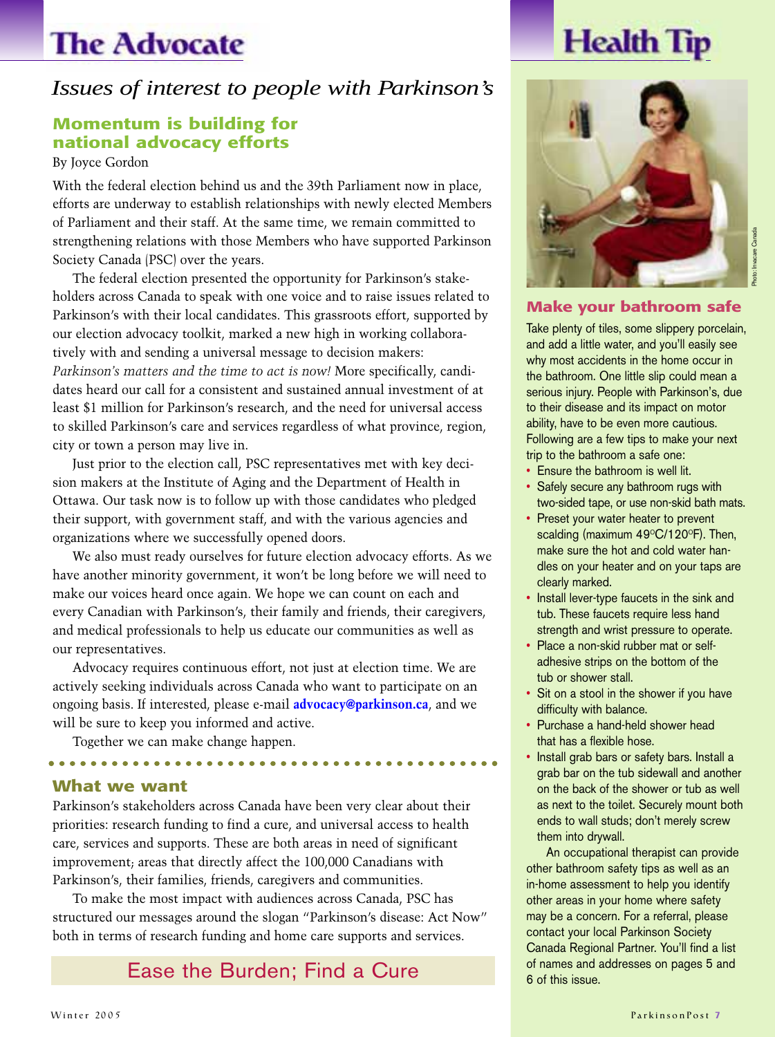# The Advocate

*Issues of interest to people with Parkinson's*

## Momentum is building for national advocacy efforts

By Joyce Gordon

With the federal election behind us and the 39th Parliament now in place, efforts are underway to establish relationships with newly elected Members of Parliament and their staff. At the same time, we remain committed to strengthening relations with those Members who have supported Parkinson Society Canada (PSC) over the years.

The federal election presented the opportunity for Parkinson's stakeholders across Canada to speak with one voice and to raise issues related to Parkinson's with their local candidates. This grassroots effort, supported by our election advocacy toolkit, marked a new high in working collaboratively with and sending a universal message to decision makers: *Parkinson's matters and the time to act is now!* More specifically, candidates heard our call for a consistent and sustained annual investment of at least $1 million for Parkinson's research, and the need for universal access to skilled Parkinson's care and services regardless of what province, region, city or town a person may live in.

Just prior to the election call, PSC representatives met with key decision makers at the Institute of Aging and the Department of Health in Ottawa. Our task now is to follow up with those candidates who pledged their support, with government staff, and with the various agencies and organizations where we successfully opened doors.

We also must ready ourselves for future election advocacy efforts. As we have another minority government, it won't be long before we will need to make our voices heard once again. We hope we can count on each and every Canadian with Parkinson's, their family and friends, their caregivers, and medical professionals to help us educate our communities as well as our representatives.

Advocacy requires continuous effort, not just at election time. We are actively seeking individuals across Canada who want to participate on an ongoing basis. If interested, please e-mail **advocacy@parkinson.ca**, and we will be sure to keep you informed and active.

Together we can make change happen.

## What we want

Parkinson's stakeholders across Canada have been very clear about their priorities: research funding to find a cure, and universal access to health care, services and supports. These are both areas in need of significant improvement; areas that directly affect the 100,000 Canadians with Parkinson's, their families, friends, caregivers and communities.

To make the most impact with audiences across Canada, PSC has structured our messages around the slogan "Parkinson's disease: Act Now" both in terms of research funding and home care supports and services.

Ease the Burden; Find a Cure

# Health Tip

Photo: Invacare Canada

## Make your bathroom safe

Take plenty of tiles, some slippery porcelain, and add a little water, and you'll easily see why most accidents in the home occur in the bathroom. One little slip could mean a serious injury. People with Parkinson's, due to their disease and its impact on motor ability, have to be even more cautious. Following are a few tips to make your next trip to the bathroom a safe one:

- Ensure the bathroom is well lit.
- Safely secure any bathroom rugs with two-sided tape, or use non-skid bath mats.
- Preset your water heater to prevent scalding (maximum 49°C/120°F). Then, make sure the hot and cold water handles on your heater and on your taps are clearly marked.
- Install lever-type faucets in the sink and tub. These faucets require less hand strength and wrist pressure to operate.
- Place a non-skid rubber mat or self-adhesive strips on the bottom of the tub or shower stall.
- Sit on a stool in the shower if you have difficulty with balance.
- Purchase a hand-held shower head that has a flexible hose.
- Install grab bars or safety bars. Install a grab bar on the tub sidewall and another on the back of the shower or tub as well as next to the toilet. Securely mount both ends to wall studs; don't merely screw them into drywall.

An occupational therapist can provide other bathroom safety tips as well as an in-home assessment to help you identify other areas in your home where safety may be a concern. For a referral, please contact your local Parkinson Society Canada Regional Partner. You'll find a list of names and addresses on pages 5 and 6 of this issue.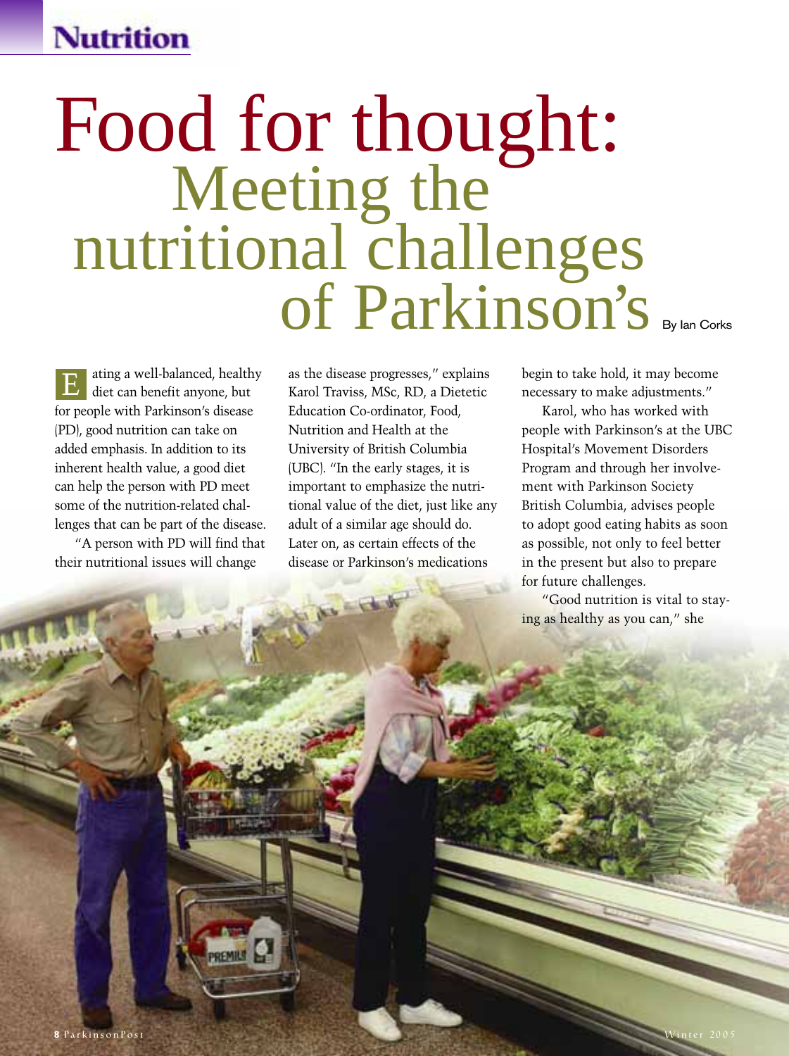# Food for thought: Meeting the nutritional challenges of Parkinson's

By Ian Corks

Eating a well-balanced, healthy diet can benefit anyone, but for people with Parkinson's disease (PD), good nutrition can take on added emphasis. In addition to its inherent health value, a good diet can help the person with PD meet some of the nutrition-related challenges that can be part of the disease.

"A person with PD will find that their nutritional issues will change as the disease progresses," explains Karol Traviss, MSc, RD, a Dietetic Education Co-ordinator, Food, Nutrition and Health at the University of British Columbia (UBC). "In the early stages, it is important to emphasize the nutritional value of the diet, just like any adult of a similar age should do. Later on, as certain effects of the disease or Parkinson's medications begin to take hold, it may become necessary to make adjustments."

Karol, who has worked with people with Parkinson's at the UBC Hospital's Movement Disorders Program and through her involvement with Parkinson Society British Columbia, advises people to adopt good eating habits as soon as possible, not only to feel better in the present but also to prepare for future challenges.

"Good nutrition is vital to staying as healthy as you can," she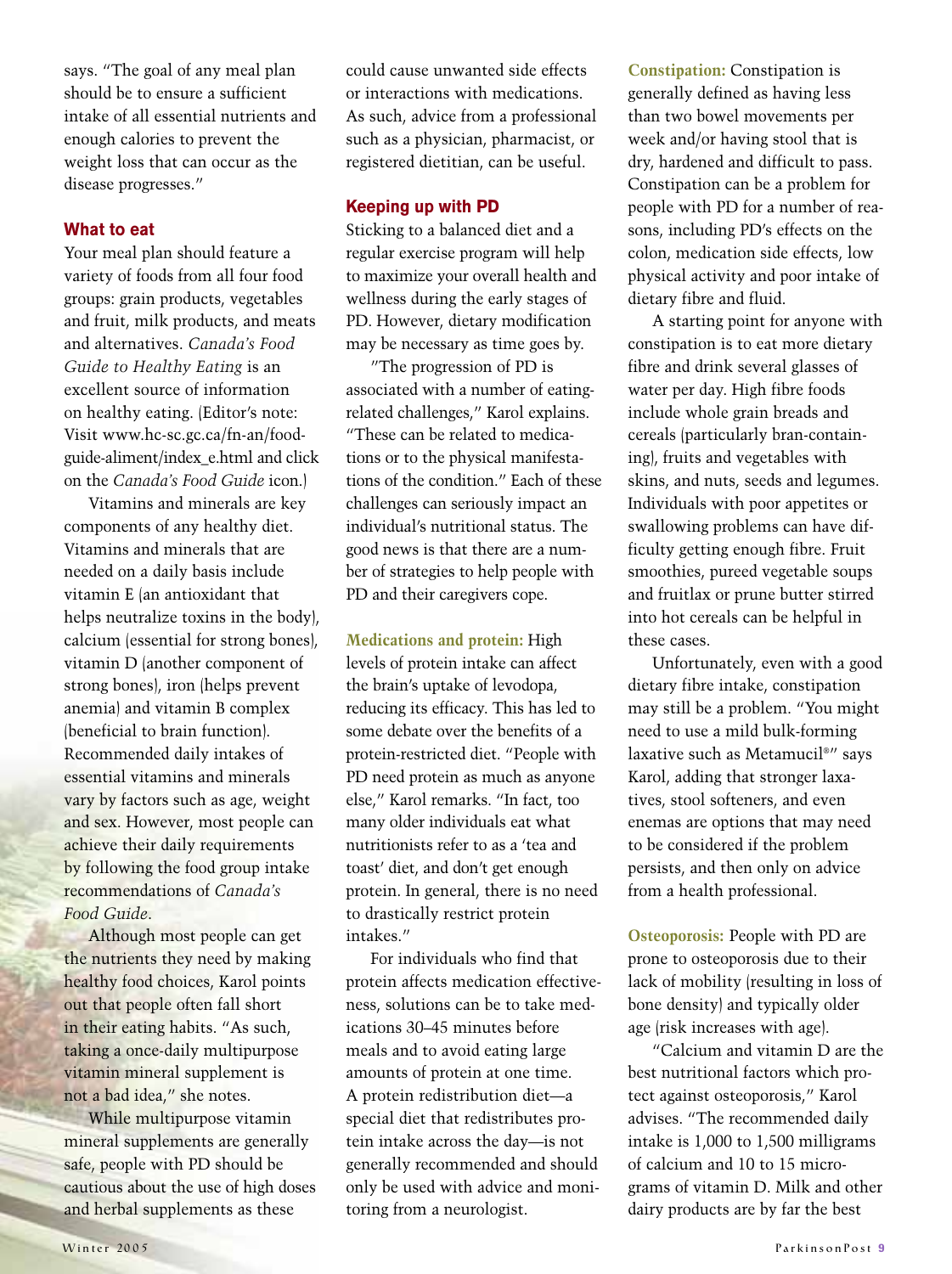says. "The goal of any meal plan should be to ensure a sufficient intake of all essential nutrients and enough calories to prevent the weight loss that can occur as the disease progresses."

### What to eat

Your meal plan should feature a variety of foods from all four food groups: grain products, vegetables and fruit, milk products, and meats and alternatives. *Canada's Food Guide to Healthy Eating* is an excellent source of information on healthy eating. (Editor's note: Visit www.hc-sc.gc.ca/fn-an/food-guide-aliment/index_e.html and click on the *Canada's Food Guide* icon.)

Vitamins and minerals are key components of any healthy diet. Vitamins and minerals that are needed on a daily basis include vitamin E (an antioxidant that helps neutralize toxins in the body), calcium (essential for strong bones), vitamin D (another component of strong bones), iron (helps prevent anemia) and vitamin B complex (beneficial to brain function). Recommended daily intakes of essential vitamins and minerals vary by factors such as age, weight and sex. However, most people can achieve their daily requirements by following the food group intake recommendations of *Canada's Food Guide*.

Although most people can get the nutrients they need by making healthy food choices, Karol points out that people often fall short in their eating habits. "As such, taking a once-daily multipurpose vitamin mineral supplement is not a bad idea," she notes.

While multipurpose vitamin mineral supplements are generally safe, people with PD should be cautious about the use of high doses and herbal supplements as these could cause unwanted side effects or interactions with medications. As such, advice from a professional such as a physician, pharmacist, or registered dietitian, can be useful.

### Keeping up with PD

Sticking to a balanced diet and a regular exercise program will help to maximize your overall health and wellness during the early stages of PD. However, dietary modification may be necessary as time goes by.

"The progression of PD is associated with a number of eating-related challenges," Karol explains. "These can be related to medications or to the physical manifestations of the condition." Each of these challenges can seriously impact an individual's nutritional status. The good news is that there are a number of strategies to help people with PD and their caregivers cope.

**Medications and protein:** High levels of protein intake can affect the brain's uptake of levodopa, reducing its efficacy. This has led to some debate over the benefits of a protein-restricted diet. "People with PD need protein as much as anyone else," Karol remarks. "In fact, too many older individuals eat what nutritionists refer to as a 'tea and toast' diet, and don't get enough protein. In general, there is no need to drastically restrict protein intakes."

For individuals who find that protein affects medication effectiveness, solutions can be to take medications 30–45 minutes before meals and to avoid eating large amounts of protein at one time. A protein redistribution diet—a special diet that redistributes protein intake across the day—is not generally recommended and should only be used with advice and monitoring from a neurologist.

**Constipation:** Constipation is generally defined as having less than two bowel movements per week and/or having stool that is dry, hardened and difficult to pass. Constipation can be a problem for people with PD for a number of reasons, including PD's effects on the colon, medication side effects, low physical activity and poor intake of dietary fibre and fluid.

A starting point for anyone with constipation is to eat more dietary fibre and drink several glasses of water per day. High fibre foods include whole grain breads and cereals (particularly bran-containing), fruits and vegetables with skins, and nuts, seeds and legumes. Individuals with poor appetites or swallowing problems can have difficulty getting enough fibre. Fruit smoothies, pureed vegetable soups and fruitlax or prune butter stirred into hot cereals can be helpful in these cases.

Unfortunately, even with a good dietary fibre intake, constipation may still be a problem. "You might need to use a mild bulk-forming laxative such as Metamucil®" says Karol, adding that stronger laxatives, stool softeners, and even enemas are options that may need to be considered if the problem persists, and then only on advice from a health professional.

**Osteoporosis:** People with PD are prone to osteoporosis due to their lack of mobility (resulting in loss of bone density) and typically older age (risk increases with age).

"Calcium and vitamin D are the best nutritional factors which protect against osteoporosis," Karol advises. "The recommended daily intake is 1,000 to 1,500 milligrams of calcium and 10 to 15 micrograms of vitamin D. Milk and other dairy products are by far the best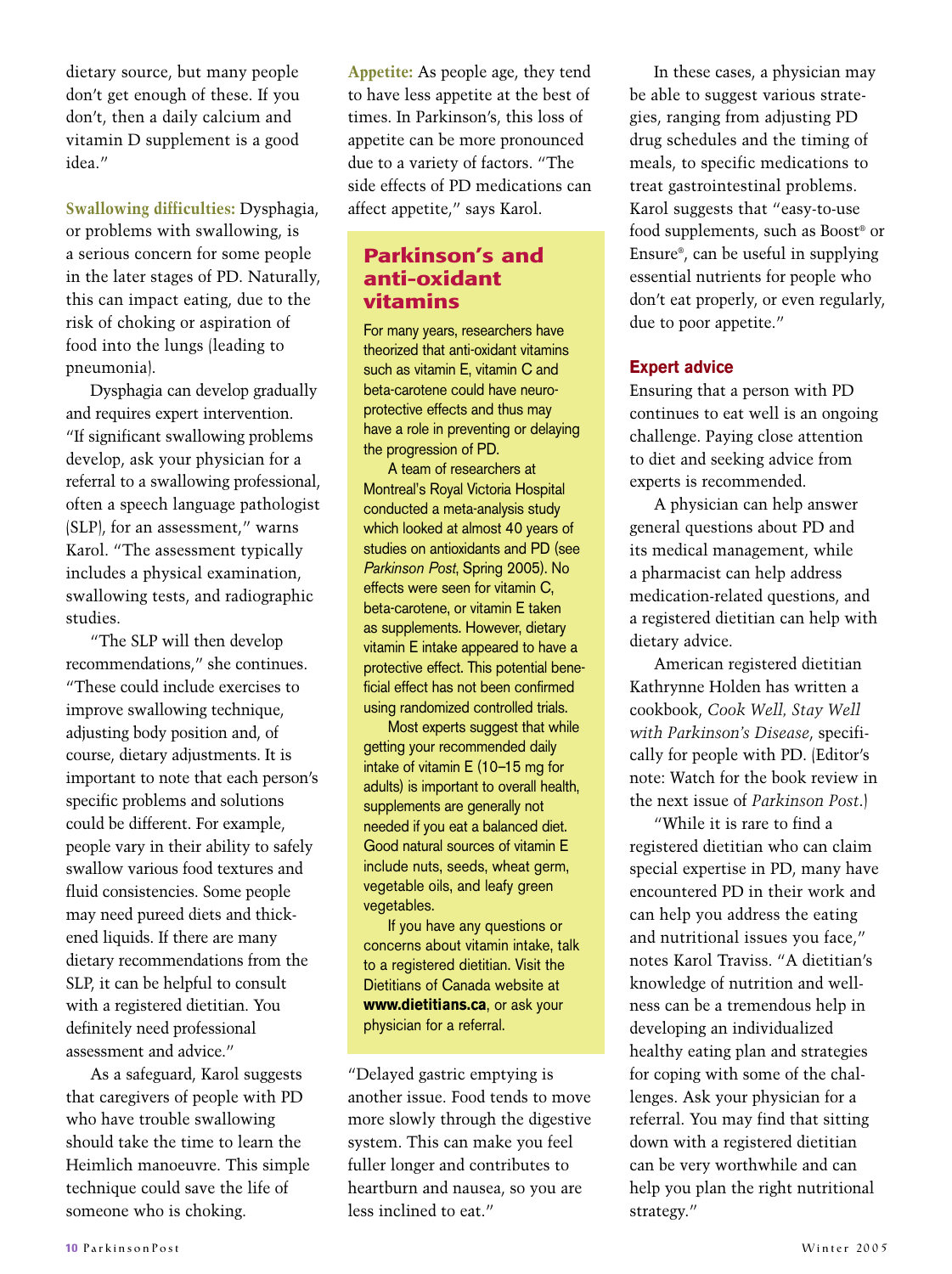dietary source, but many people don't get enough of these. If you don't, then a daily calcium and vitamin D supplement is a good idea."

**Swallowing difficulties:** Dysphagia, or problems with swallowing, is a serious concern for some people in the later stages of PD. Naturally, this can impact eating, due to the risk of choking or aspiration of food into the lungs (leading to pneumonia).

Dysphagia can develop gradually and requires expert intervention. "If significant swallowing problems develop, ask your physician for a referral to a swallowing professional, often a speech language pathologist (SLP), for an assessment," warns Karol. "The assessment typically includes a physical examination, swallowing tests, and radiographic studies.

"The SLP will then develop recommendations," she continues. "These could include exercises to improve swallowing technique, adjusting body position and, of course, dietary adjustments. It is important to note that each person's specific problems and solutions could be different. For example, people vary in their ability to safely swallow various food textures and fluid consistencies. Some people may need pureed diets and thickened liquids. If there are many dietary recommendations from the SLP, it can be helpful to consult with a registered dietitian. You definitely need professional assessment and advice."

As a safeguard, Karol suggests that caregivers of people with PD who have trouble swallowing should take the time to learn the Heimlich manoeuvre. This simple technique could save the life of someone who is choking.

**Appetite:** As people age, they tend to have less appetite at the best of times. In Parkinson's, this loss of appetite can be more pronounced due to a variety of factors. "The side effects of PD medications can affect appetite," says Karol.

"Delayed gastric emptying is another issue. Food tends to move more slowly through the digestive system. This can make you feel fuller longer and contributes to heartburn and nausea, so you are less inclined to eat."

In these cases, a physician may be able to suggest various strategies, ranging from adjusting PD drug schedules and the timing of meals, to specific medications to treat gastrointestinal problems. Karol suggests that "easy-to-use food supplements, such as Boost® or Ensure®, can be useful in supplying essential nutrients for people who don't eat properly, or even regularly, due to poor appetite."

## Parkinson's and anti-oxidant vitamins

For many years, researchers have theorized that anti-oxidant vitamins such as vitamin E, vitamin C and beta-carotene could have neuroprotective effects and thus may have a role in preventing or delaying the progression of PD.

A team of researchers at Montreal's Royal Victoria Hospital conducted a meta-analysis study which looked at almost 40 years of studies on antioxidants and PD (see *Parkinson Post*, Spring 2005). No effects were seen for vitamin C, beta-carotene, or vitamin E taken as supplements. However, dietary vitamin E intake appeared to have a protective effect. This potential beneficial effect has not been confirmed using randomized controlled trials.

Most experts suggest that while getting your recommended daily intake of vitamin E (10–15 mg for adults) is important to overall health, supplements are generally not needed if you eat a balanced diet. Good natural sources of vitamin E include nuts, seeds, wheat germ, vegetable oils, and leafy green vegetables.

If you have any questions or concerns about vitamin intake, talk to a registered dietitian. Visit the Dietitians of Canada website at **www.dietitians.ca**, or ask your physician for a referral.

### Expert advice

Ensuring that a person with PD continues to eat well is an ongoing challenge. Paying close attention to diet and seeking advice from experts is recommended.

A physician can help answer general questions about PD and its medical management, while a pharmacist can help address medication-related questions, and a registered dietitian can help with dietary advice.

American registered dietitian Kathrynne Holden has written a cookbook, *Cook Well, Stay Well with Parkinson's Disease*, specifically for people with PD. (Editor's note: Watch for the book review in the next issue of *Parkinson Post*.)

"While it is rare to find a registered dietitian who can claim special expertise in PD, many have encountered PD in their work and can help you address the eating and nutritional issues you face," notes Karol Traviss. "A dietitian's knowledge of nutrition and wellness can be a tremendous help in developing an individualized healthy eating plan and strategies for coping with some of the challenges. Ask your physician for a referral. You may find that sitting down with a registered dietitian can be very worthwhile and can help you plan the right nutritional strategy."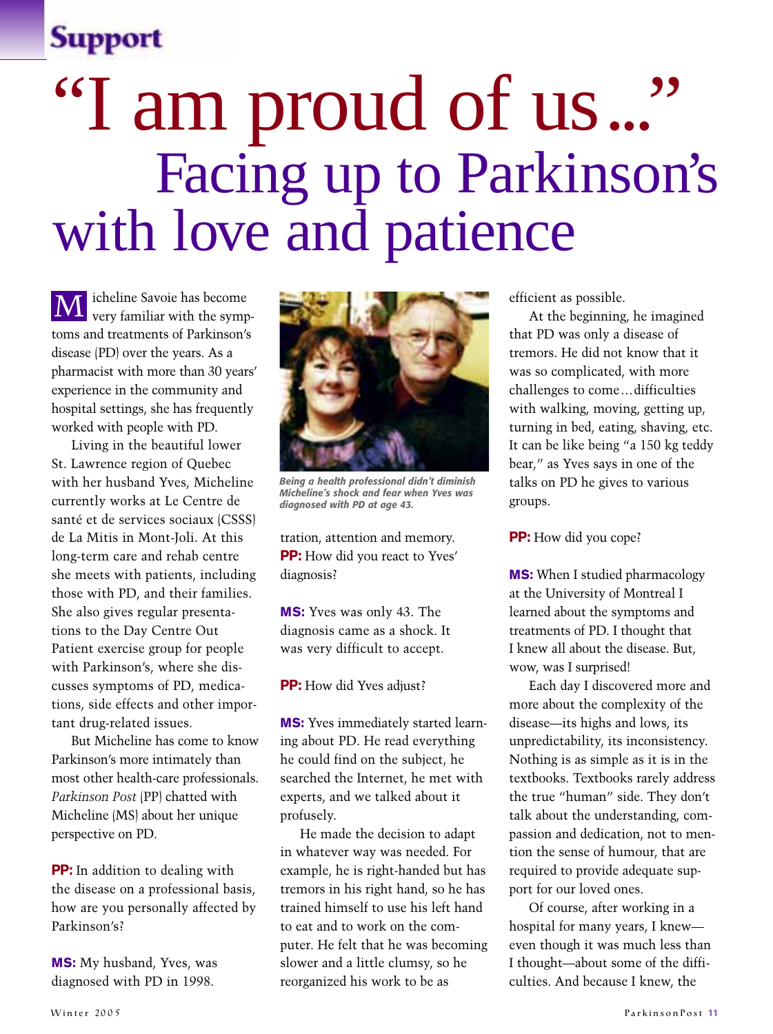Support

# "I am proud of us..." Facing up to Parkinson's with love and patience

Micheline Savoie has become very familiar with the symptoms and treatments of Parkinson's disease (PD) over the years. As a pharmacist with more than 30 years' experience in the community and hospital settings, she has frequently worked with people with PD.

Living in the beautiful lower St. Lawrence region of Quebec with her husband Yves, Micheline currently works at Le Centre de santé et de services sociaux (CSSS) de La Mitis in Mont-Joli. At this long-term care and rehab centre she meets with patients, including those with PD, and their families. She also gives regular presentations to the Day Centre Out Patient exercise group for people with Parkinson's, where she discusses symptoms of PD, medications, side effects and other important drug-related issues.

But Micheline has come to know Parkinson's more intimately than most other health-care professionals. *Parkinson Post* (PP) chatted with Micheline (MS) about her unique perspective on PD.

**PP:** In addition to dealing with the disease on a professional basis, how are you personally affected by Parkinson's?

**MS:** My husband, Yves, was diagnosed with PD in 1998.

*Being a health professional didn't diminish Micheline's shock and fear when Yves was diagnosed with PD at age 43.*

tration, attention and memory.

**PP:** How did you react to Yves' diagnosis?

**MS:** Yves was only 43. The diagnosis came as a shock. It was very difficult to accept.

**PP:** How did Yves adjust?

**MS:** Yves immediately started learning about PD. He read everything he could find on the subject, he searched the Internet, he met with experts, and we talked about it profusely.

He made the decision to adapt in whatever way was needed. For example, he is right-handed but has tremors in his right hand, so he has trained himself to use his left hand to eat and to work on the computer. He felt that he was becoming slower and a little clumsy, so he reorganized his work to be as efficient as possible.

At the beginning, he imagined that PD was only a disease of tremors. He did not know that it was so complicated, with more challenges to come...difficulties with walking, moving, getting up, turning in bed, eating, shaving, etc. It can be like being "a 150 kg teddy bear," as Yves says in one of the talks on PD he gives to various groups.

**PP:** How did you cope?

**MS:** When I studied pharmacology at the University of Montreal I learned about the symptoms and treatments of PD. I thought that I knew all about the disease. But, wow, was I surprised!

Each day I discovered more and more about the complexity of the disease—its highs and lows, its unpredictability, its inconsistency. Nothing is as simple as it is in the textbooks. Textbooks rarely address the true "human" side. They don't talk about the understanding, compassion and dedication, not to mention the sense of humour, that are required to provide adequate support for our loved ones.

Of course, after working in a hospital for many years, I knew—even though it was much less than I thought—about some of the difficulties. And because I knew, the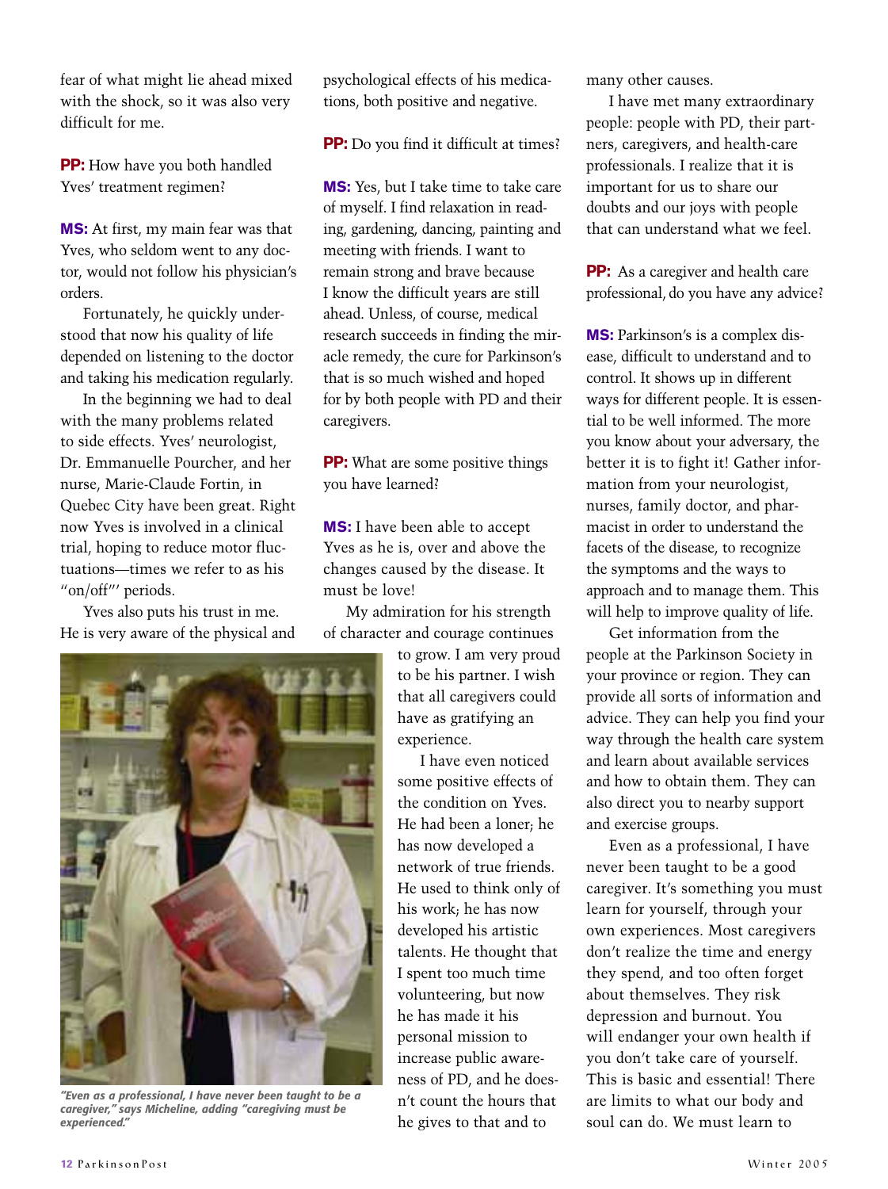fear of what might lie ahead mixed with the shock, so it was also very difficult for me.

**PP:** How have you both handled Yves' treatment regimen?

**MS:** At first, my main fear was that Yves, who seldom went to any doctor, would not follow his physician's orders.

Fortunately, he quickly understood that now his quality of life depended on listening to the doctor and taking his medication regularly.

In the beginning we had to deal with the many problems related to side effects. Yves' neurologist, Dr. Emmanuelle Pourcher, and her nurse, Marie-Claude Fortin, in Quebec City have been great. Right now Yves is involved in a clinical trial, hoping to reduce motor fluctuations—times we refer to as his "on/off"' periods.

Yves also puts his trust in me. He is very aware of the physical and psychological effects of his medications, both positive and negative.

**PP:** Do you find it difficult at times?

**MS:** Yes, but I take time to take care of myself. I find relaxation in reading, gardening, dancing, painting and meeting with friends. I want to remain strong and brave because I know the difficult years are still ahead. Unless, of course, medical research succeeds in finding the miracle remedy, the cure for Parkinson's that is so much wished and hoped for by both people with PD and their caregivers.

**PP:** What are some positive things you have learned?

**MS:** I have been able to accept Yves as he is, over and above the changes caused by the disease. It must be love!

My admiration for his strength of character and courage continues to grow. I am very proud to be his partner. I wish that all caregivers could have as gratifying an experience.

I have even noticed some positive effects of the condition on Yves. He had been a loner; he has now developed a network of true friends. He used to think only of his work; he has now developed his artistic talents. He thought that I spent too much time volunteering, but now he has made it his personal mission to increase public awareness of PD, and he doesn't count the hours that he gives to that and to many other causes.

I have met many extraordinary people: people with PD, their partners, caregivers, and health-care professionals. I realize that it is important for us to share our doubts and our joys with people that can understand what we feel.

**PP:** As a caregiver and health care professional, do you have any advice?

**MS:** Parkinson's is a complex disease, difficult to understand and to control. It shows up in different ways for different people. It is essential to be well informed. The more you know about your adversary, the better it is to fight it! Gather information from your neurologist, nurses, family doctor, and pharmacist in order to understand the facets of the disease, to recognize the symptoms and the ways to approach and to manage them. This will help to improve quality of life.

Get information from the people at the Parkinson Society in your province or region. They can provide all sorts of information and advice. They can help you find your way through the health care system and learn about available services and how to obtain them. They can also direct you to nearby support and exercise groups.

Even as a professional, I have never been taught to be a good caregiver. It's something you must learn for yourself, through your own experiences. Most caregivers don't realize the time and energy they spend, and too often forget about themselves. They risk depression and burnout. You will endanger your own health if you don't take care of yourself. This is basic and essential! There are limits to what our body and soul can do. We must learn to

*"Even as a professional, I have never been taught to be a caregiver," says Micheline, adding "caregiving must be experienced."*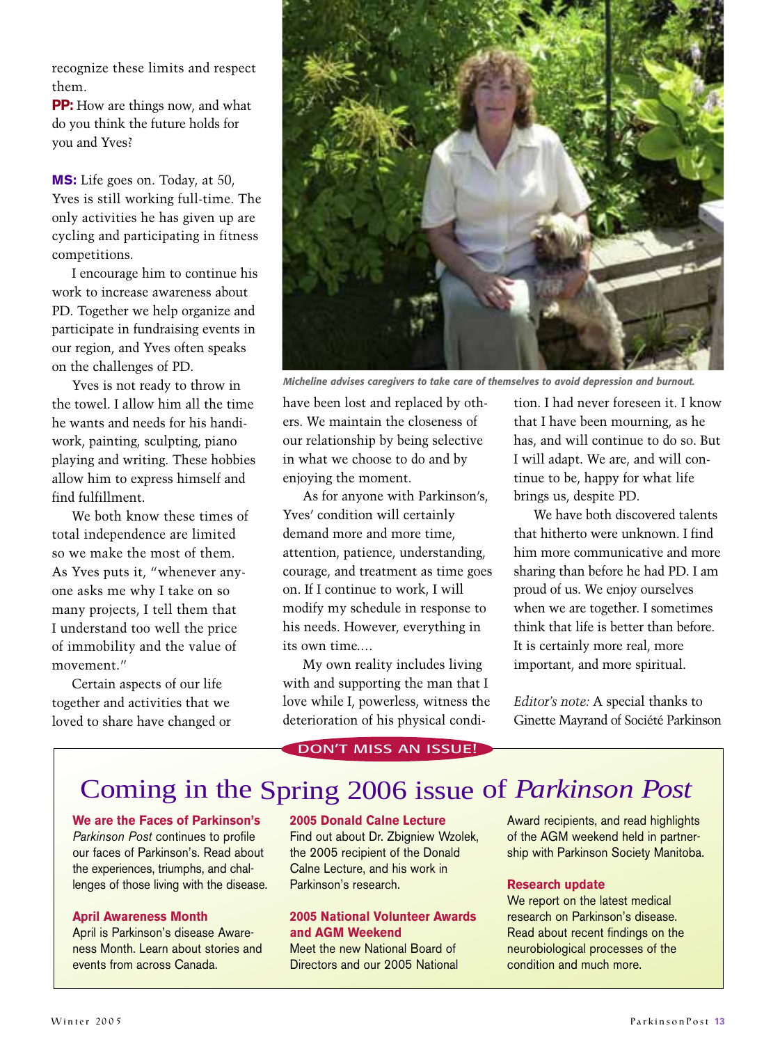recognize these limits and respect them.

**PP:** How are things now, and what do you think the future holds for you and Yves?

**MS:** Life goes on. Today, at 50, Yves is still working full-time. The only activities he has given up are cycling and participating in fitness competitions.

I encourage him to continue his work to increase awareness about PD. Together we help organize and participate in fundraising events in our region, and Yves often speaks on the challenges of PD.

Yves is not ready to throw in the towel. I allow him all the time he wants and needs for his handiwork, painting, sculpting, piano playing and writing. These hobbies allow him to express himself and find fulfillment.

We both know these times of total independence are limited so we make the most of them. As Yves puts it, "whenever anyone asks me why I take on so many projects, I tell them that I understand too well the price of immobility and the value of movement."

Certain aspects of our life together and activities that we loved to share have changed or have been lost and replaced by others. We maintain the closeness of our relationship by being selective in what we choose to do and by enjoying the moment.

*Micheline advises caregivers to take care of themselves to avoid depression and burnout.*

As for anyone with Parkinson's, Yves' condition will certainly demand more and more time, attention, patience, understanding, courage, and treatment as time goes on. If I continue to work, I will modify my schedule in response to his needs. However, everything in its own time....

My own reality includes living with and supporting the man that I love while I, powerless, witness the deterioration of his physical condition. I had never foreseen it. I know that I have been mourning, as he has, and will continue to do so. But I will adapt. We are, and will continue to be, happy for what life brings us, despite PD.

We have both discovered talents that hitherto were unknown. I find him more communicative and more sharing than before he had PD. I am proud of us. We enjoy ourselves when we are together. I sometimes think that life is better than before. It is certainly more real, more important, and more spiritual.

*Editor's note:* A special thanks to Ginette Mayrand of Société Parkinson

DON'T MISS AN ISSUE!

## Coming in the Spring 2006 issue of *Parkinson Post*

**We are the Faces of Parkinson's**
*Parkinson Post* continues to profile our faces of Parkinson's. Read about the experiences, triumphs, and challenges of those living with the disease.

**April Awareness Month**
April is Parkinson's disease Awareness Month. Learn about stories and events from across Canada.

**2005 Donald Calne Lecture**
Find out about Dr. Zbigniew Wzolek, the 2005 recipient of the Donald Calne Lecture, and his work in Parkinson's research.

**2005 National Volunteer Awards and AGM Weekend**
Meet the new National Board of Directors and our 2005 National Award recipients, and read highlights of the AGM weekend held in partnership with Parkinson Society Manitoba.

**Research update**
We report on the latest medical research on Parkinson's disease. Read about recent findings on the neurobiological processes of the condition and much more.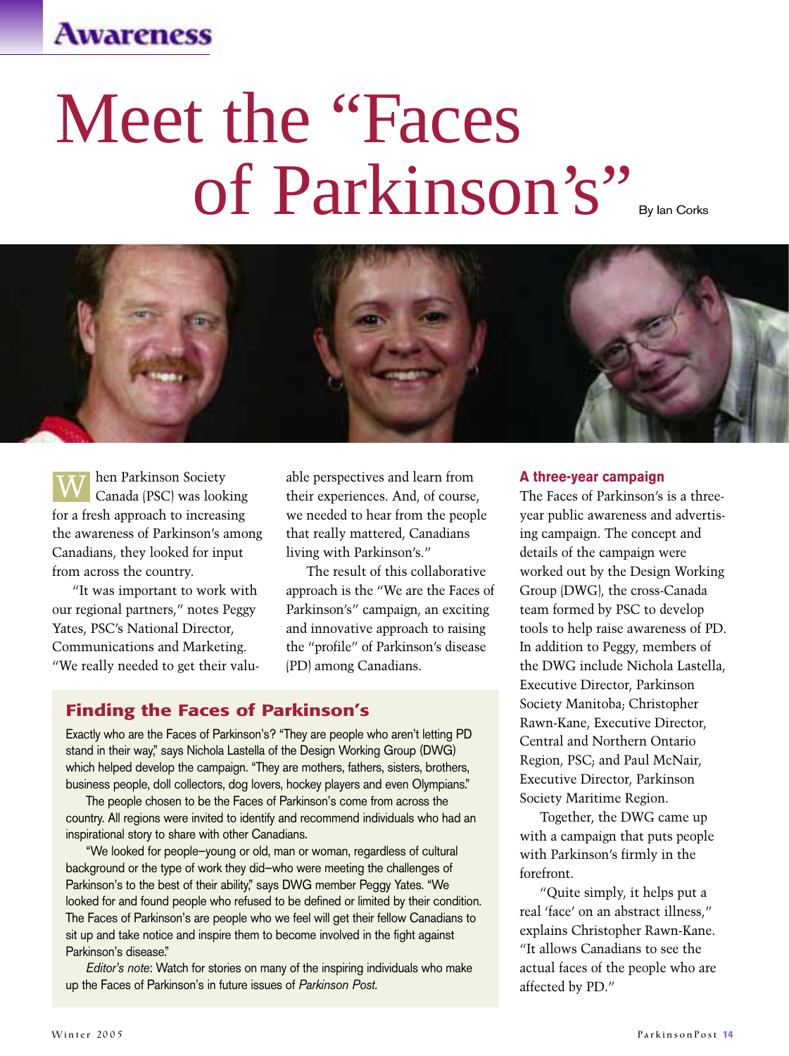Awareness

# Meet the "Faces of Parkinson's"

By Ian Corks

When Parkinson Society Canada (PSC) was looking for a fresh approach to increasing the awareness of Parkinson's among Canadians, they looked for input from across the country.

"It was important to work with our regional partners," notes Peggy Yates, PSC's National Director, Communications and Marketing. "We really needed to get their valuable perspectives and learn from their experiences. And, of course, we needed to hear from the people that really mattered, Canadians living with Parkinson's."

The result of this collaborative approach is the "We are the Faces of Parkinson's" campaign, an exciting and innovative approach to raising the "profile" of Parkinson's disease (PD) among Canadians.

## Finding the Faces of Parkinson's

Exactly who are the Faces of Parkinson's? "They are people who aren't letting PD stand in their way," says Nichola Lastella of the Design Working Group (DWG) which helped develop the campaign. "They are mothers, fathers, sisters, brothers, business people, doll collectors, dog lovers, hockey players and even Olympians."

The people chosen to be the Faces of Parkinson's come from across the country. All regions were invited to identify and recommend individuals who had an inspirational story to share with other Canadians.

"We looked for people—young or old, man or woman, regardless of cultural background or the type of work they did—who were meeting the challenges of Parkinson's to the best of their ability," says DWG member Peggy Yates. "We looked for and found people who refused to be defined or limited by their condition. The Faces of Parkinson's are people who we feel will get their fellow Canadians to sit up and take notice and inspire them to become involved in the fight against Parkinson's disease."

*Editor's note*: Watch for stories on many of the inspiring individuals who make up the Faces of Parkinson's in future issues of *Parkinson Post*.

### A three-year campaign

The Faces of Parkinson's is a three-year public awareness and advertising campaign. The concept and details of the campaign were worked out by the Design Working Group (DWG), the cross-Canada team formed by PSC to develop tools to help raise awareness of PD. In addition to Peggy, members of the DWG include Nichola Lastella, Executive Director, Parkinson Society Manitoba; Christopher Rawn-Kane, Executive Director, Central and Northern Ontario Region, PSC; and Paul McNair, Executive Director, Parkinson Society Maritime Region.

Together, the DWG came up with a campaign that puts people with Parkinson's firmly in the forefront.

"Quite simply, it helps put a real 'face' on an abstract illness," explains Christopher Rawn-Kane. "It allows Canadians to see the actual faces of the people who are affected by PD."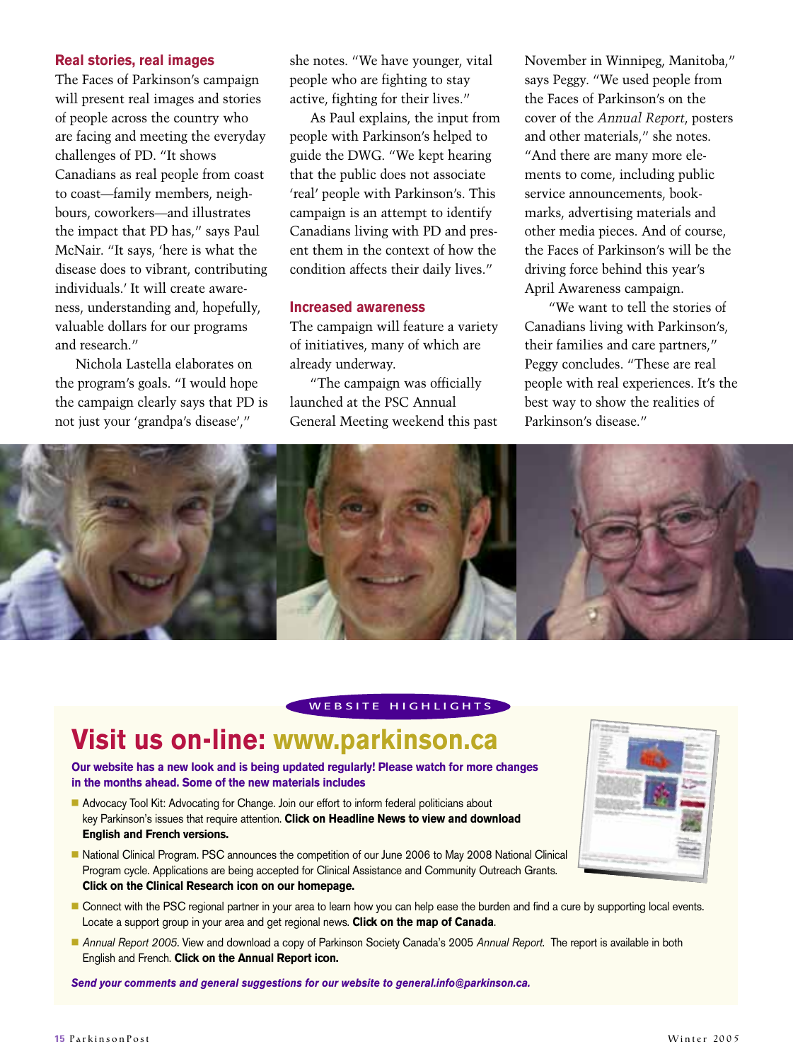## Real stories, real images

The Faces of Parkinson's campaign will present real images and stories of people across the country who are facing and meeting the everyday challenges of PD. "It shows Canadians as real people from coast to coast—family members, neighbours, coworkers—and illustrates the impact that PD has," says Paul McNair. "It says, 'here is what the disease does to vibrant, contributing individuals.' It will create awareness, understanding and, hopefully, valuable dollars for our programs and research."

Nichola Lastella elaborates on the program's goals. "I would hope the campaign clearly says that PD is not just your 'grandpa's disease'," she notes. "We have younger, vital people who are fighting to stay active, fighting for their lives."

As Paul explains, the input from people with Parkinson's helped to guide the DWG. "We kept hearing that the public does not associate 'real' people with Parkinson's. This campaign is an attempt to identify Canadians living with PD and present them in the context of how the condition affects their daily lives."

## Increased awareness

The campaign will feature a variety of initiatives, many of which are already underway.

"The campaign was officially launched at the PSC Annual General Meeting weekend this past November in Winnipeg, Manitoba," says Peggy. "We used people from the Faces of Parkinson's on the cover of the *Annual Report*, posters and other materials," she notes. "And there are many more elements to come, including public service announcements, bookmarks, advertising materials and other media pieces. And of course, the Faces of Parkinson's will be the driving force behind this year's April Awareness campaign.

"We want to tell the stories of Canadians living with Parkinson's, their families and care partners," Peggy concludes. "These are real people with real experiences. It's the best way to show the realities of Parkinson's disease."

WEBSITE HIGHLIGHTS

# Visit us on-line: www.parkinson.ca

**Our website has a new look and is being updated regularly! Please watch for more changes in the months ahead. Some of the new materials includes**

- Advocacy Tool Kit: Advocating for Change. Join our effort to inform federal politicians about key Parkinson's issues that require attention. **Click on Headline News to view and download English and French versions.**
- National Clinical Program. PSC announces the competition of our June 2006 to May 2008 National Clinical Program cycle. Applications are being accepted for Clinical Assistance and Community Outreach Grants. **Click on the Clinical Research icon on our homepage.**
- Connect with the PSC regional partner in your area to learn how you can help ease the burden and find a cure by supporting local events. Locate a support group in your area and get regional news. **Click on the map of Canada**.
- *Annual Report 2005*. View and download a copy of Parkinson Society Canada's 2005 *Annual Report*. The report is available in both English and French. **Click on the Annual Report icon.**

***Send your comments and general suggestions for our website to general.info@parkinson.ca.***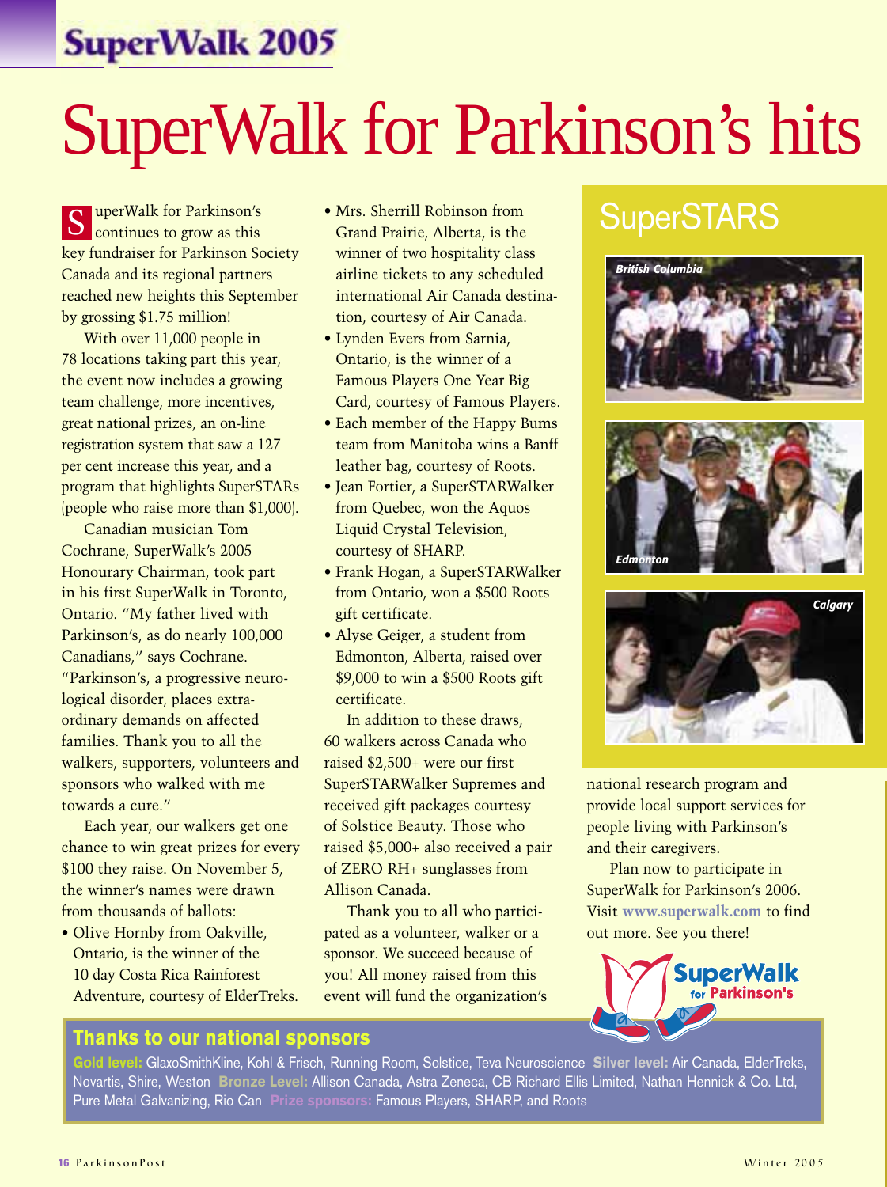# SuperWalk 2005

# SuperWalk for Parkinson's hits

SuperWalk for Parkinson's continues to grow as this key fundraiser for Parkinson Society Canada and its regional partners reached new heights this September by grossing $1.75 million!

With over 11,000 people in 78 locations taking part this year, the event now includes a growing team challenge, more incentives, great national prizes, an on-line registration system that saw a 127 per cent increase this year, and a program that highlights SuperSTARs (people who raise more than $1,000).

Canadian musician Tom Cochrane, SuperWalk's 2005 Honourary Chairman, took part in his first SuperWalk in Toronto, Ontario. "My father lived with Parkinson's, as do nearly 100,000 Canadians," says Cochrane. "Parkinson's, a progressive neurological disorder, places extraordinary demands on affected families. Thank you to all the walkers, supporters, volunteers and sponsors who walked with me towards a cure."

Each year, our walkers get one chance to win great prizes for every $100 they raise. On November 5, the winner's names were drawn from thousands of ballots:

- Olive Hornby from Oakville, Ontario, is the winner of the 10 day Costa Rica Rainforest Adventure, courtesy of ElderTreks.
- Mrs. Sherrill Robinson from Grand Prairie, Alberta, is the winner of two hospitality class airline tickets to any scheduled international Air Canada destination, courtesy of Air Canada.
- Lynden Evers from Sarnia, Ontario, is the winner of a Famous Players One Year Big Card, courtesy of Famous Players.
- Each member of the Happy Bums team from Manitoba wins a Banff leather bag, courtesy of Roots.
- Jean Fortier, a SuperSTARWalker from Quebec, won the Aquos Liquid Crystal Television, courtesy of SHARP.
- Frank Hogan, a SuperSTARWalker from Ontario, won a $500 Roots gift certificate.
- Alyse Geiger, a student from Edmonton, Alberta, raised over $9,000 to win a $500 Roots gift certificate.

In addition to these draws, 60 walkers across Canada who raised $2,500+ were our first SuperSTARWalker Supremes and received gift packages courtesy of Solstice Beauty. Those who raised $5,000+ also received a pair of ZERO RH+ sunglasses from Allison Canada.

Thank you to all who participated as a volunteer, walker or a sponsor. We succeed because of you! All money raised from this event will fund the organization's national research program and provide local support services for people living with Parkinson's and their caregivers.

Plan now to participate in SuperWalk for Parkinson's 2006. Visit www.superwalk.com to find out more. See you there!

## SuperSTARS

British Columbia

Edmonton

Calgary

SuperWalk for Parkinson's

### Thanks to our national sponsors

**Gold level:** GlaxoSmithKline, Kohl & Frisch, Running Room, Solstice, Teva Neuroscience **Silver level:** Air Canada, ElderTreks, Novartis, Shire, Weston **Bronze Level:** Allison Canada, Astra Zeneca, CB Richard Ellis Limited, Nathan Hennick & Co. Ltd, Pure Metal Galvanizing, Rio Can **Prize sponsors:** Famous Players, SHARP, and Roots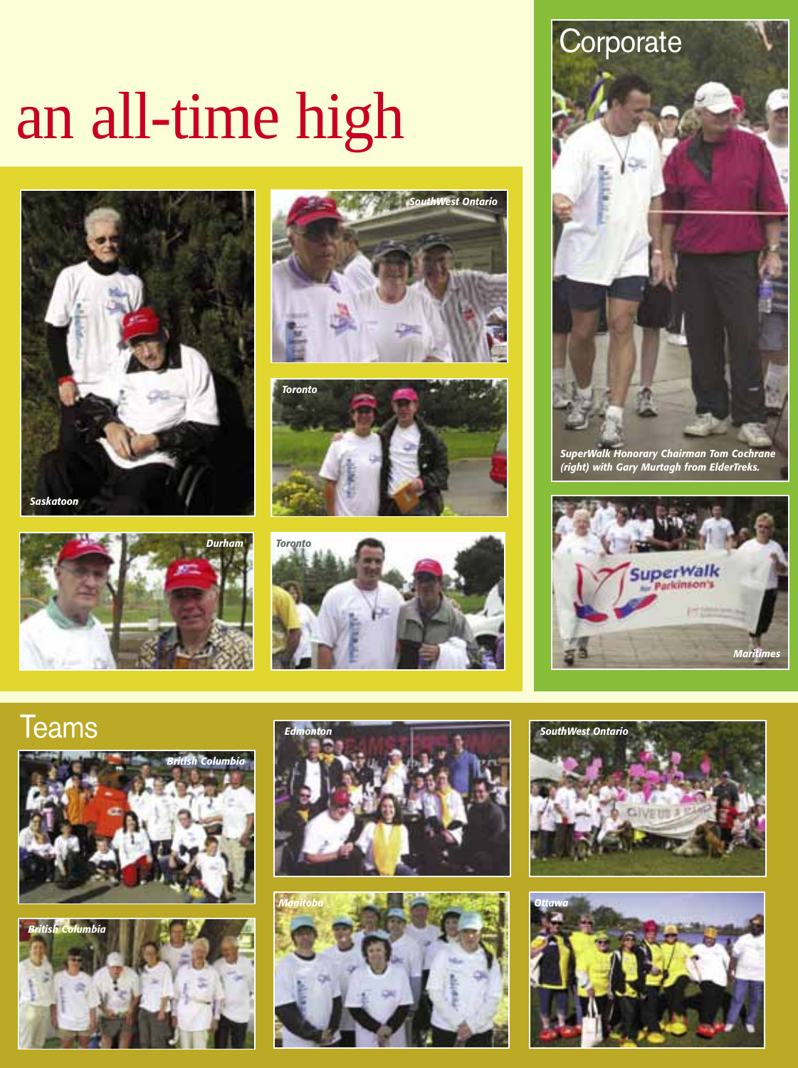# an all-time high

Saskatoon

SouthWest Ontario

Toronto

Durham

Toronto

## Corporate

*SuperWalk Honorary Chairman Tom Cochrane (right) with Gary Murtagh from ElderTreks.*

Maritimes

## Teams

British Columbia

British Columbia

Edmonton

Manitoba

SouthWest Ontario

Ottawa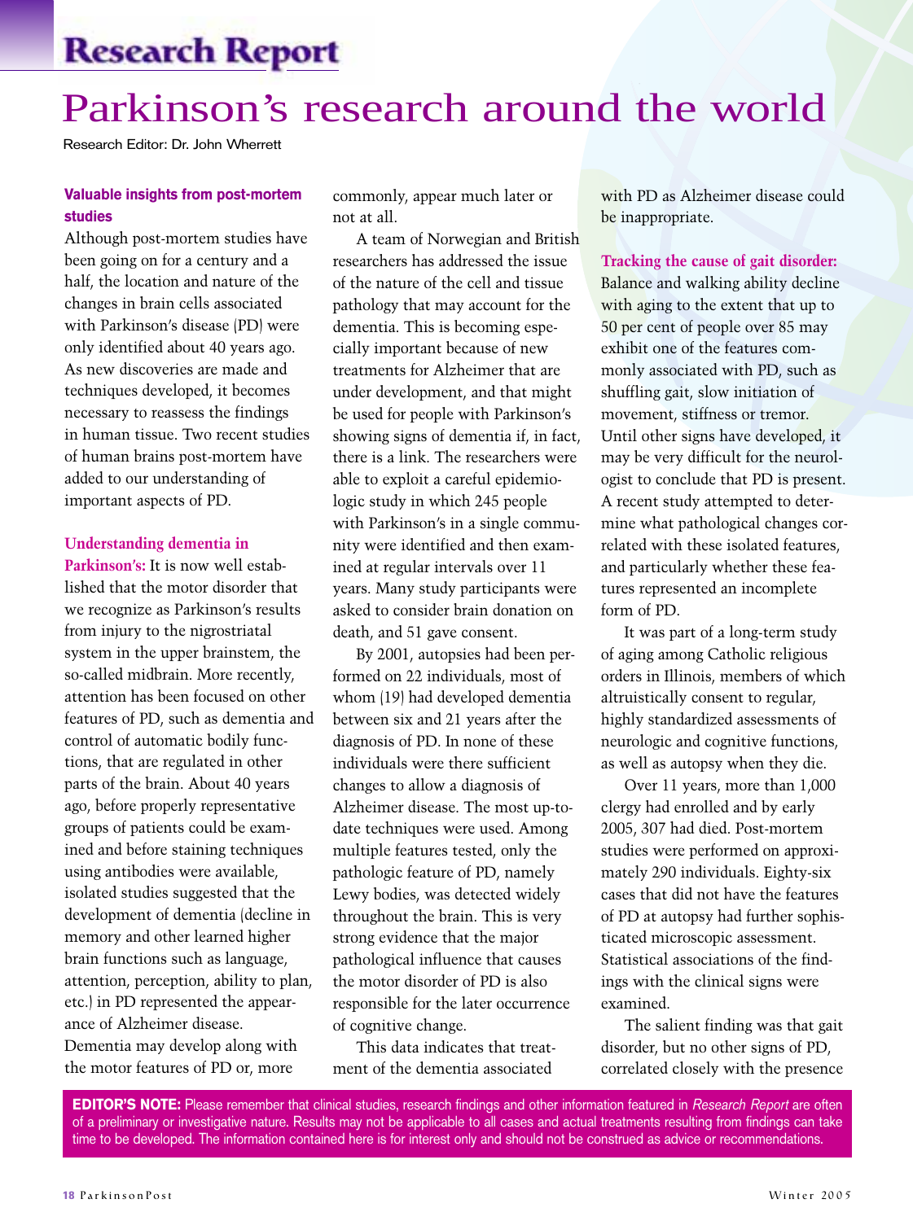# Research Report

# Parkinson's research around the world

Research Editor: Dr. John Wherrett

### Valuable insights from post-mortem studies

Although post-mortem studies have been going on for a century and a half, the location and nature of the changes in brain cells associated with Parkinson's disease (PD) were only identified about 40 years ago. As new discoveries are made and techniques developed, it becomes necessary to reassess the findings in human tissue. Two recent studies of human brains post-mortem have added to our understanding of important aspects of PD.

**Understanding dementia in Parkinson's:** It is now well established that the motor disorder that we recognize as Parkinson's results from injury to the nigrostriatal system in the upper brainstem, the so-called midbrain. More recently, attention has been focused on other features of PD, such as dementia and control of automatic bodily functions, that are regulated in other parts of the brain. About 40 years ago, before properly representative groups of patients could be examined and before staining techniques using antibodies were available, isolated studies suggested that the development of dementia (decline in memory and other learned higher brain functions such as language, attention, perception, ability to plan, etc.) in PD represented the appearance of Alzheimer disease. Dementia may develop along with the motor features of PD or, more commonly, appear much later or not at all.

A team of Norwegian and British researchers has addressed the issue of the nature of the cell and tissue pathology that may account for the dementia. This is becoming especially important because of new treatments for Alzheimer that are under development, and that might be used for people with Parkinson's showing signs of dementia if, in fact, there is a link. The researchers were able to exploit a careful epidemiologic study in which 245 people with Parkinson's in a single community were identified and then examined at regular intervals over 11 years. Many study participants were asked to consider brain donation on death, and 51 gave consent.

By 2001, autopsies had been performed on 22 individuals, most of whom (19) had developed dementia between six and 21 years after the diagnosis of PD. In none of these individuals were there sufficient changes to allow a diagnosis of Alzheimer disease. The most up-to-date techniques were used. Among multiple features tested, only the pathologic feature of PD, namely Lewy bodies, was detected widely throughout the brain. This is very strong evidence that the major pathological influence that causes the motor disorder of PD is also responsible for the later occurrence of cognitive change.

This data indicates that treatment of the dementia associated with PD as Alzheimer disease could be inappropriate.

**Tracking the cause of gait disorder:** Balance and walking ability decline with aging to the extent that up to 50 per cent of people over 85 may exhibit one of the features commonly associated with PD, such as shuffling gait, slow initiation of movement, stiffness or tremor. Until other signs have developed, it may be very difficult for the neurologist to conclude that PD is present. A recent study attempted to determine what pathological changes correlated with these isolated features, and particularly whether these features represented an incomplete form of PD.

It was part of a long-term study of aging among Catholic religious orders in Illinois, members of which altruistically consent to regular, highly standardized assessments of neurologic and cognitive functions, as well as autopsy when they die.

Over 11 years, more than 1,000 clergy had enrolled and by early 2005, 307 had died. Post-mortem studies were performed on approximately 290 individuals. Eighty-six cases that did not have the features of PD at autopsy had further sophisticated microscopic assessment. Statistical associations of the findings with the clinical signs were examined.

The salient finding was that gait disorder, but no other signs of PD, correlated closely with the presence

**EDITOR'S NOTE:** Please remember that clinical studies, research findings and other information featured in *Research Report* are often of a preliminary or investigative nature. Results may not be applicable to all cases and actual treatments resulting from findings can take time to be developed. The information contained here is for interest only and should not be construed as advice or recommendations.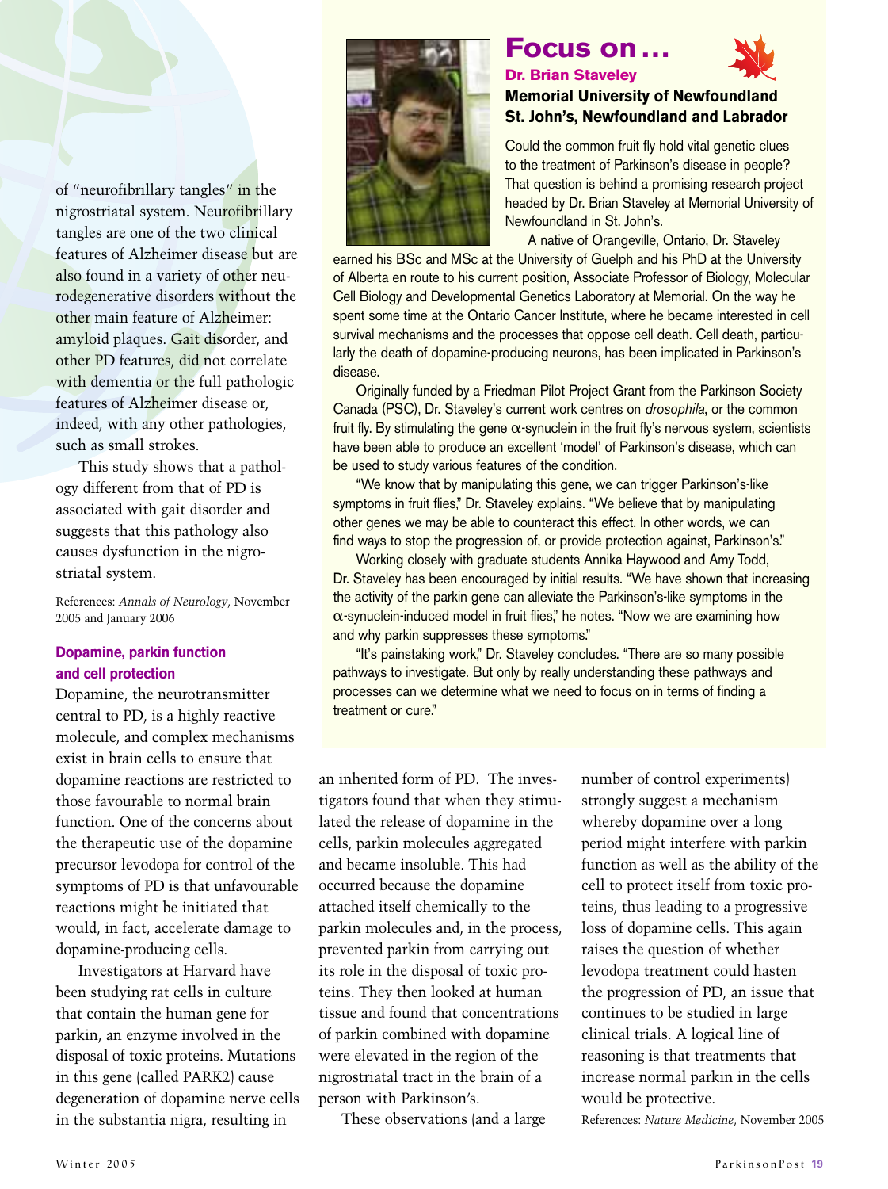of "neurofibrillary tangles" in the nigrostriatal system. Neurofibrillary tangles are one of the two clinical features of Alzheimer disease but are also found in a variety of other neurodegenerative disorders without the other main feature of Alzheimer: amyloid plaques. Gait disorder, and other PD features, did not correlate with dementia or the full pathologic features of Alzheimer disease or, indeed, with any other pathologies, such as small strokes.

This study shows that a pathology different from that of PD is associated with gait disorder and suggests that this pathology also causes dysfunction in the nigrostriatal system.

References: *Annals of Neurology*, November 2005 and January 2006

### Dopamine, parkin function and cell protection

Dopamine, the neurotransmitter central to PD, is a highly reactive molecule, and complex mechanisms exist in brain cells to ensure that dopamine reactions are restricted to those favourable to normal brain function. One of the concerns about the therapeutic use of the dopamine precursor levodopa for control of the symptoms of PD is that unfavourable reactions might be initiated that would, in fact, accelerate damage to dopamine-producing cells.

Investigators at Harvard have been studying rat cells in culture that contain the human gene for parkin, an enzyme involved in the disposal of toxic proteins. Mutations in this gene (called PARK2) cause degeneration of dopamine nerve cells in the substantia nigra, resulting in an inherited form of PD. The investigators found that when they stimulated the release of dopamine in the cells, parkin molecules aggregated and became insoluble. This had occurred because the dopamine attached itself chemically to the parkin molecules and, in the process, prevented parkin from carrying out its role in the disposal of toxic proteins. They then looked at human tissue and found that concentrations of parkin combined with dopamine were elevated in the region of the nigrostriatal tract in the brain of a person with Parkinson's.

These observations (and a large number of control experiments) strongly suggest a mechanism whereby dopamine over a long period might interfere with parkin function as well as the ability of the cell to protect itself from toxic proteins, thus leading to a progressive loss of dopamine cells. This again raises the question of whether levodopa treatment could hasten the progression of PD, an issue that continues to be studied in large clinical trials. A logical line of reasoning is that treatments that increase normal parkin in the cells would be protective.

References: *Nature Medicine*, November 2005

## Focus on …

**Dr. Brian Staveley**

**Memorial University of Newfoundland**
**St. John's, Newfoundland and Labrador**

Could the common fruit fly hold vital genetic clues to the treatment of Parkinson's disease in people? That question is behind a promising research project headed by Dr. Brian Staveley at Memorial University of Newfoundland in St. John's.

A native of Orangeville, Ontario, Dr. Staveley earned his BSc and MSc at the University of Guelph and his PhD at the University of Alberta en route to his current position, Associate Professor of Biology, Molecular Cell Biology and Developmental Genetics Laboratory at Memorial. On the way he spent some time at the Ontario Cancer Institute, where he became interested in cell survival mechanisms and the processes that oppose cell death. Cell death, particularly the death of dopamine-producing neurons, has been implicated in Parkinson's disease.

Originally funded by a Friedman Pilot Project Grant from the Parkinson Society Canada (PSC), Dr. Staveley's current work centres on *drosophila*, or the common fruit fly. By stimulating the gene α-synuclein in the fruit fly's nervous system, scientists have been able to produce an excellent 'model' of Parkinson's disease, which can be used to study various features of the condition.

"We know that by manipulating this gene, we can trigger Parkinson's-like symptoms in fruit flies," Dr. Staveley explains. "We believe that by manipulating other genes we may be able to counteract this effect. In other words, we can find ways to stop the progression of, or provide protection against, Parkinson's."

Working closely with graduate students Annika Haywood and Amy Todd, Dr. Staveley has been encouraged by initial results. "We have shown that increasing the activity of the parkin gene can alleviate the Parkinson's-like symptoms in the α-synuclein-induced model in fruit flies," he notes. "Now we are examining how and why parkin suppresses these symptoms."

"It's painstaking work," Dr. Staveley concludes. "There are so many possible pathways to investigate. But only by really understanding these pathways and processes can we determine what we need to focus on in terms of finding a treatment or cure."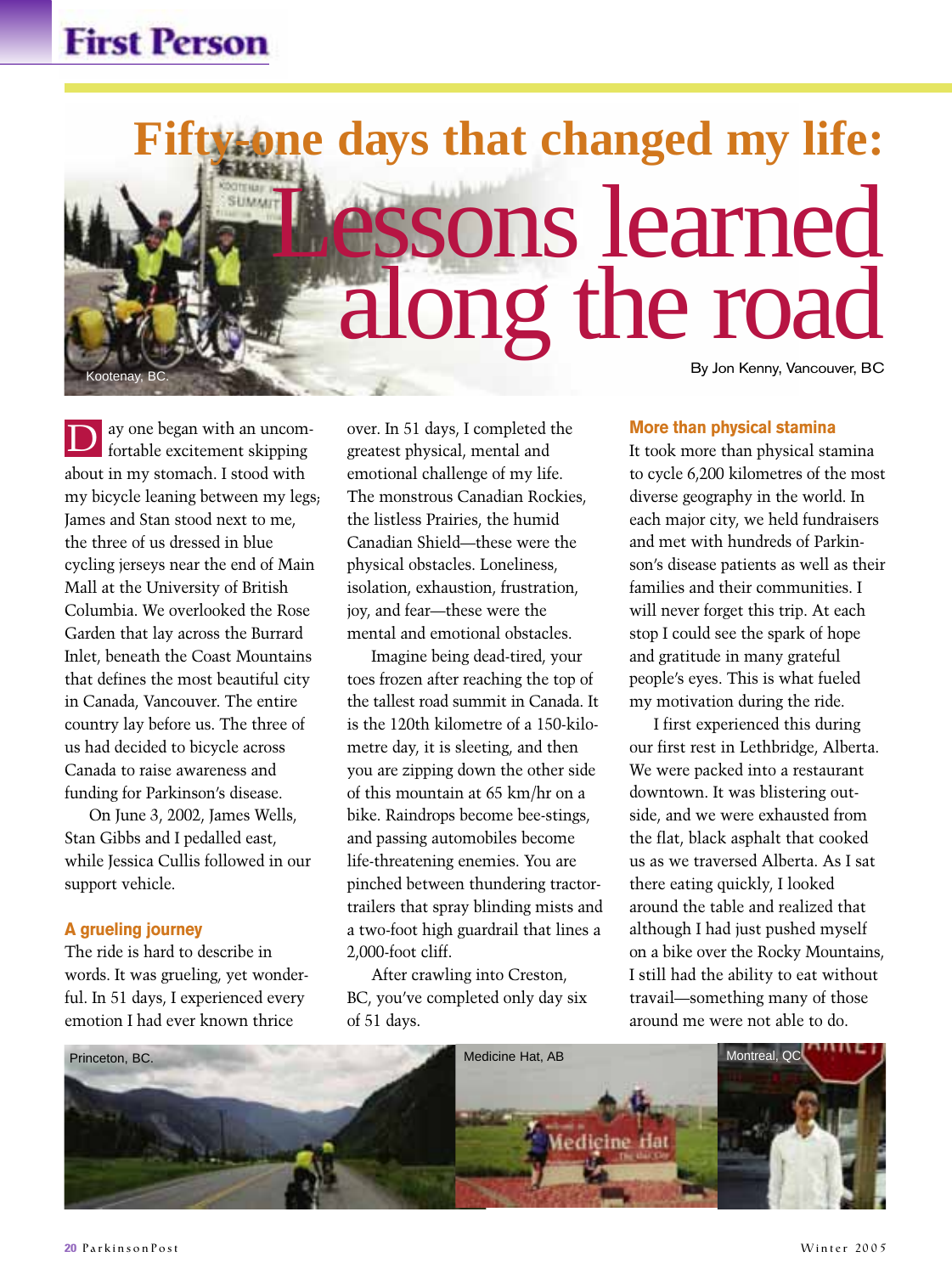# Fifty-one days that changed my life: Lessons learned along the road

By Jon Kenny, Vancouver, BC

Kootenay, BC.

Day one began with an uncomfortable excitement skipping about in my stomach. I stood with my bicycle leaning between my legs; James and Stan stood next to me, the three of us dressed in blue cycling jerseys near the end of Main Mall at the University of British Columbia. We overlooked the Rose Garden that lay across the Burrard Inlet, beneath the Coast Mountains that defines the most beautiful city in Canada, Vancouver. The entire country lay before us. The three of us had decided to bicycle across Canada to raise awareness and funding for Parkinson's disease.

On June 3, 2002, James Wells, Stan Gibbs and I pedalled east, while Jessica Cullis followed in our support vehicle.

### A grueling journey

The ride is hard to describe in words. It was grueling, yet wonderful. In 51 days, I experienced every emotion I had ever known thrice over. In 51 days, I completed the greatest physical, mental and emotional challenge of my life. The monstrous Canadian Rockies, the listless Prairies, the humid Canadian Shield—these were the physical obstacles. Loneliness, isolation, exhaustion, frustration, joy, and fear—these were the mental and emotional obstacles.

Imagine being dead-tired, your toes frozen after reaching the top of the tallest road summit in Canada. It is the 120th kilometre of a 150-kilometre day, it is sleeting, and then you are zipping down the other side of this mountain at 65 km/hr on a bike. Raindrops become bee-stings, and passing automobiles become life-threatening enemies. You are pinched between thundering tractor-trailers that spray blinding mists and a two-foot high guardrail that lines a 2,000-foot cliff.

After crawling into Creston, BC, you've completed only day six of 51 days.

### More than physical stamina

It took more than physical stamina to cycle 6,200 kilometres of the most diverse geography in the world. In each major city, we held fundraisers and met with hundreds of Parkinson's disease patients as well as their families and their communities. I will never forget this trip. At each stop I could see the spark of hope and gratitude in many grateful people's eyes. This is what fueled my motivation during the ride.

I first experienced this during our first rest in Lethbridge, Alberta. We were packed into a restaurant downtown. It was blistering outside, and we were exhausted from the flat, black asphalt that cooked us as we traversed Alberta. As I sat there eating quickly, I looked around the table and realized that although I had just pushed myself on a bike over the Rocky Mountains, I still had the ability to eat without travail—something many of those around me were not able to do.

Princeton, BC.

Medicine Hat, AB

Montreal, QC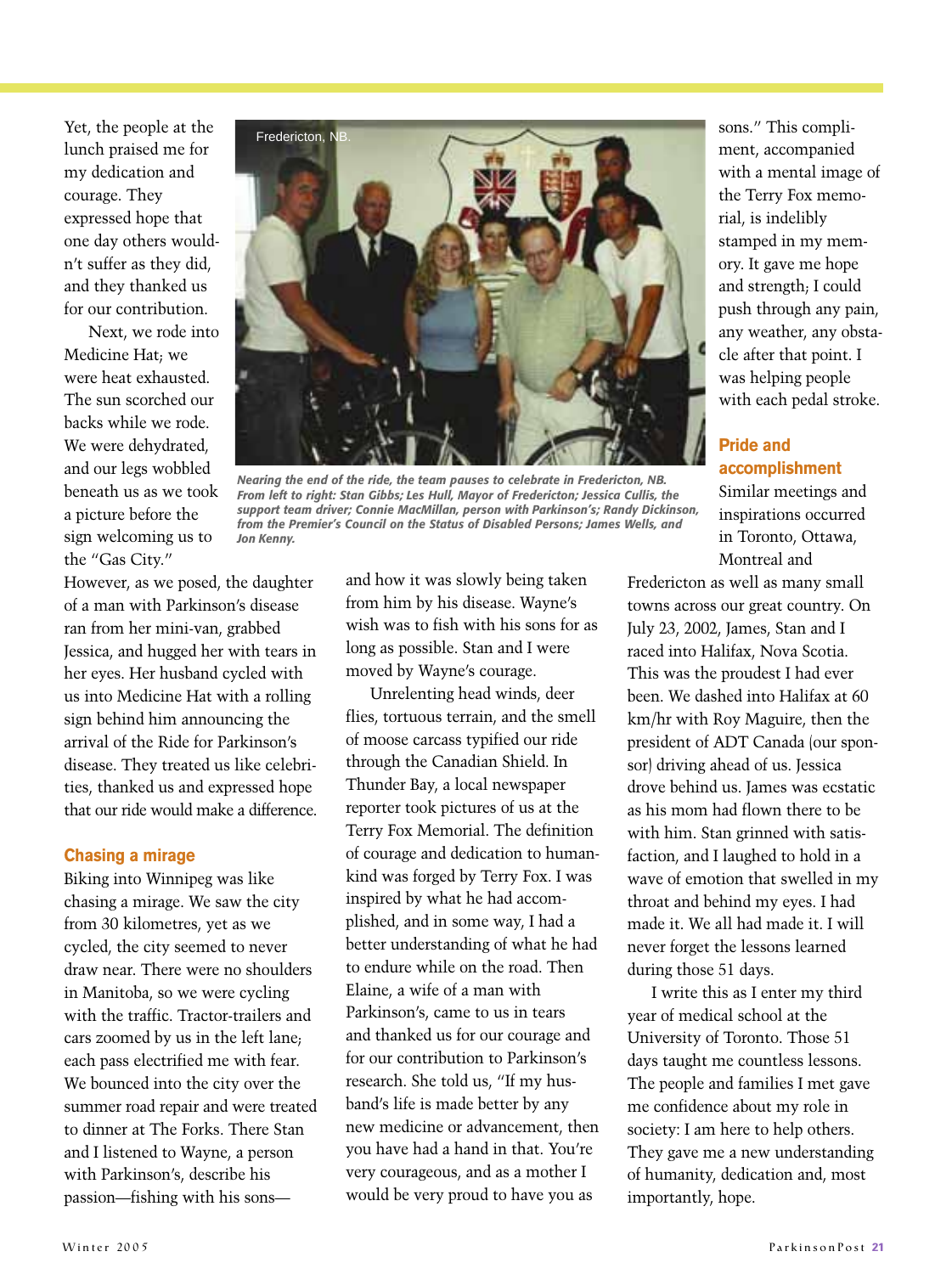Yet, the people at the lunch praised me for my dedication and courage. They expressed hope that one day others wouldn't suffer as they did, and they thanked us for our contribution.

Next, we rode into Medicine Hat; we were heat exhausted. The sun scorched our backs while we rode. We were dehydrated, and our legs wobbled beneath us as we took a picture before the sign welcoming us to the "Gas City." However, as we posed, the daughter of a man with Parkinson's disease ran from her mini-van, grabbed Jessica, and hugged her with tears in her eyes. Her husband cycled with us into Medicine Hat with a rolling sign behind him announcing the arrival of the Ride for Parkinson's disease. They treated us like celebrities, thanked us and expressed hope that our ride would make a difference.

*Nearing the end of the ride, the team pauses to celebrate in Fredericton, NB. From left to right: Stan Gibbs; Les Hull, Mayor of Fredericton; Jessica Cullis, the support team driver; Connie MacMillan, person with Parkinson's; Randy Dickinson, from the Premier's Council on the Status of Disabled Persons; James Wells, and Jon Kenny.*

### Chasing a mirage

Biking into Winnipeg was like chasing a mirage. We saw the city from 30 kilometres, yet as we cycled, the city seemed to never draw near. There were no shoulders in Manitoba, so we were cycling with the traffic. Tractor-trailers and cars zoomed by us in the left lane; each pass electrified me with fear. We bounced into the city over the summer road repair and were treated to dinner at The Forks. There Stan and I listened to Wayne, a person with Parkinson's, describe his passion—fishing with his sons—and how it was slowly being taken from him by his disease. Wayne's wish was to fish with his sons for as long as possible. Stan and I were moved by Wayne's courage.

Unrelenting head winds, deer flies, tortuous terrain, and the smell of moose carcass typified our ride through the Canadian Shield. In Thunder Bay, a local newspaper reporter took pictures of us at the Terry Fox Memorial. The definition of courage and dedication to humankind was forged by Terry Fox. I was inspired by what he had accomplished, and in some way, I had a better understanding of what he had to endure while on the road. Then Elaine, a wife of a man with Parkinson's, came to us in tears and thanked us for our courage and for our contribution to Parkinson's research. She told us, "If my husband's life is made better by any new medicine or advancement, then you have had a hand in that. You're very courageous, and as a mother I would be very proud to have you as sons." This compliment, accompanied with a mental image of the Terry Fox memorial, is indelibly stamped in my memory. It gave me hope and strength; I could push through any pain, any weather, any obstacle after that point. I was helping people with each pedal stroke.

### Pride and accomplishment

Similar meetings and inspirations occurred in Toronto, Ottawa, Montreal and Fredericton as well as many small towns across our great country. On July 23, 2002, James, Stan and I raced into Halifax, Nova Scotia. This was the proudest I had ever been. We dashed into Halifax at 60 km/hr with Roy Maguire, then the president of ADT Canada (our sponsor) driving ahead of us. Jessica drove behind us. James was ecstatic as his mom had flown there to be with him. Stan grinned with satisfaction, and I laughed to hold in a wave of emotion that swelled in my throat and behind my eyes. I had made it. We all had made it. I will never forget the lessons learned during those 51 days.

I write this as I enter my third year of medical school at the University of Toronto. Those 51 days taught me countless lessons. The people and families I met gave me confidence about my role in society: I am here to help others. They gave me a new understanding of humanity, dedication and, most importantly, hope.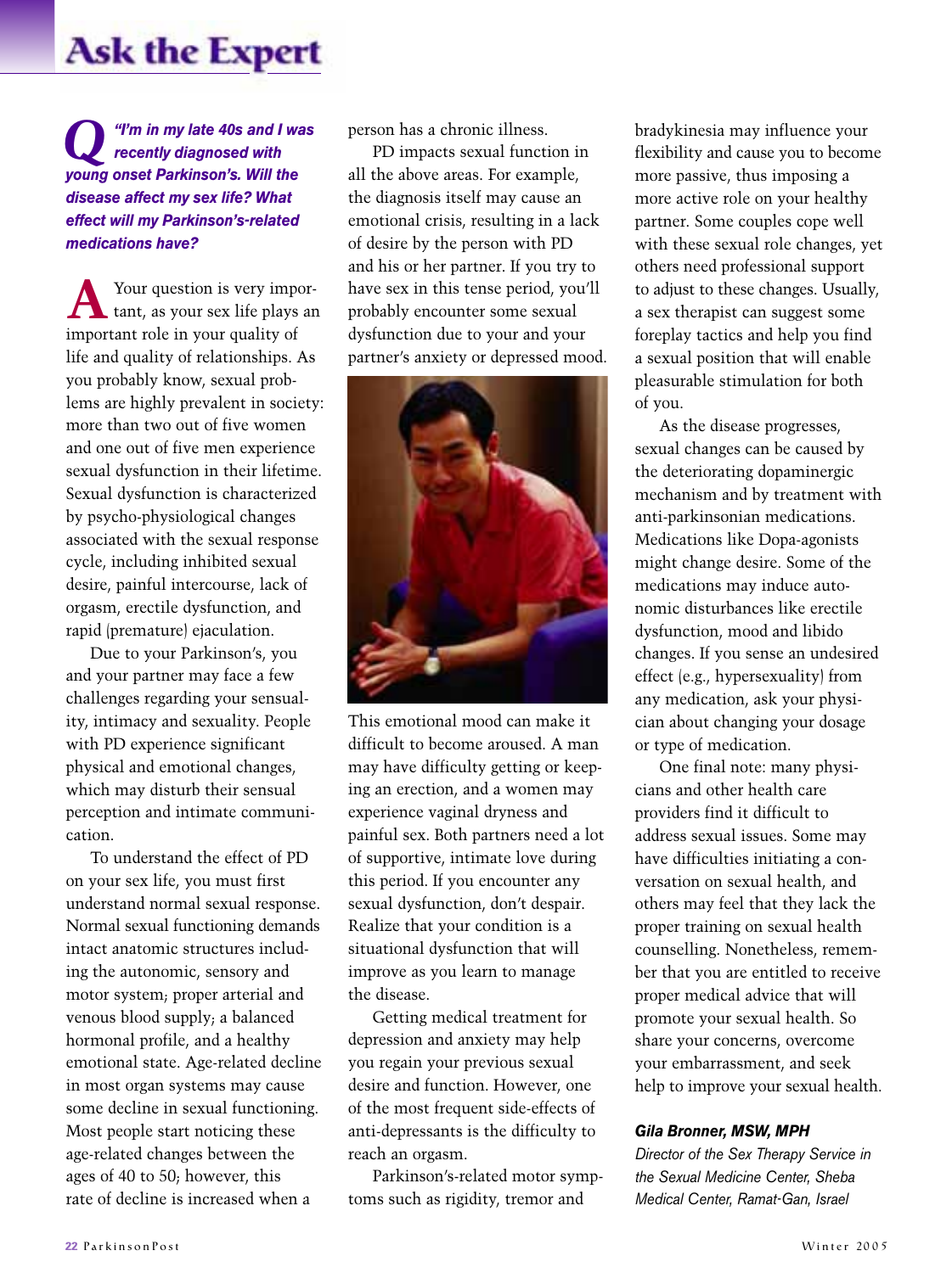# Ask the Expert

***Q*** ***"I'm in my late 40s and I was recently diagnosed with young onset Parkinson's. Will the disease affect my sex life? What effect will my Parkinson's-related medications have?***

**A** Your question is very important, as your sex life plays an important role in your quality of life and quality of relationships. As you probably know, sexual problems are highly prevalent in society: more than two out of five women and one out of five men experience sexual dysfunction in their lifetime. Sexual dysfunction is characterized by psycho-physiological changes associated with the sexual response cycle, including inhibited sexual desire, painful intercourse, lack of orgasm, erectile dysfunction, and rapid (premature) ejaculation.

Due to your Parkinson's, you and your partner may face a few challenges regarding your sensuality, intimacy and sexuality. People with PD experience significant physical and emotional changes, which may disturb their sensual perception and intimate communication.

To understand the effect of PD on your sex life, you must first understand normal sexual response. Normal sexual functioning demands intact anatomic structures including the autonomic, sensory and motor system; proper arterial and venous blood supply; a balanced hormonal profile, and a healthy emotional state. Age-related decline in most organ systems may cause some decline in sexual functioning. Most people start noticing these age-related changes between the ages of 40 to 50; however, this rate of decline is increased when a person has a chronic illness.

PD impacts sexual function in all the above areas. For example, the diagnosis itself may cause an emotional crisis, resulting in a lack of desire by the person with PD and his or her partner. If you try to have sex in this tense period, you'll probably encounter some sexual dysfunction due to your and your partner's anxiety or depressed mood. This emotional mood can make it difficult to become aroused. A man may have difficulty getting or keeping an erection, and a women may experience vaginal dryness and painful sex. Both partners need a lot of supportive, intimate love during this period. If you encounter any sexual dysfunction, don't despair. Realize that your condition is a situational dysfunction that will improve as you learn to manage the disease.

Getting medical treatment for depression and anxiety may help you regain your previous sexual desire and function. However, one of the most frequent side-effects of anti-depressants is the difficulty to reach an orgasm.

Parkinson's-related motor symptoms such as rigidity, tremor and bradykinesia may influence your flexibility and cause you to become more passive, thus imposing a more active role on your healthy partner. Some couples cope well with these sexual role changes, yet others need professional support to adjust to these changes. Usually, a sex therapist can suggest some foreplay tactics and help you find a sexual position that will enable pleasurable stimulation for both of you.

As the disease progresses, sexual changes can be caused by the deteriorating dopaminergic mechanism and by treatment with anti-parkinsonian medications. Medications like Dopa-agonists might change desire. Some of the medications may induce autonomic disturbances like erectile dysfunction, mood and libido changes. If you sense an undesired effect (e.g., hypersexuality) from any medication, ask your physician about changing your dosage or type of medication.

One final note: many physicians and other health care providers find it difficult to address sexual issues. Some may have difficulties initiating a conversation on sexual health, and others may feel that they lack the proper training on sexual health counselling. Nonetheless, remember that you are entitled to receive proper medical advice that will promote your sexual health. So share your concerns, overcome your embarrassment, and seek help to improve your sexual health.

***Gila Bronner, MSW, MPH***
*Director of the Sex Therapy Service in the Sexual Medicine Center, Sheba Medical Center, Ramat-Gan, Israel*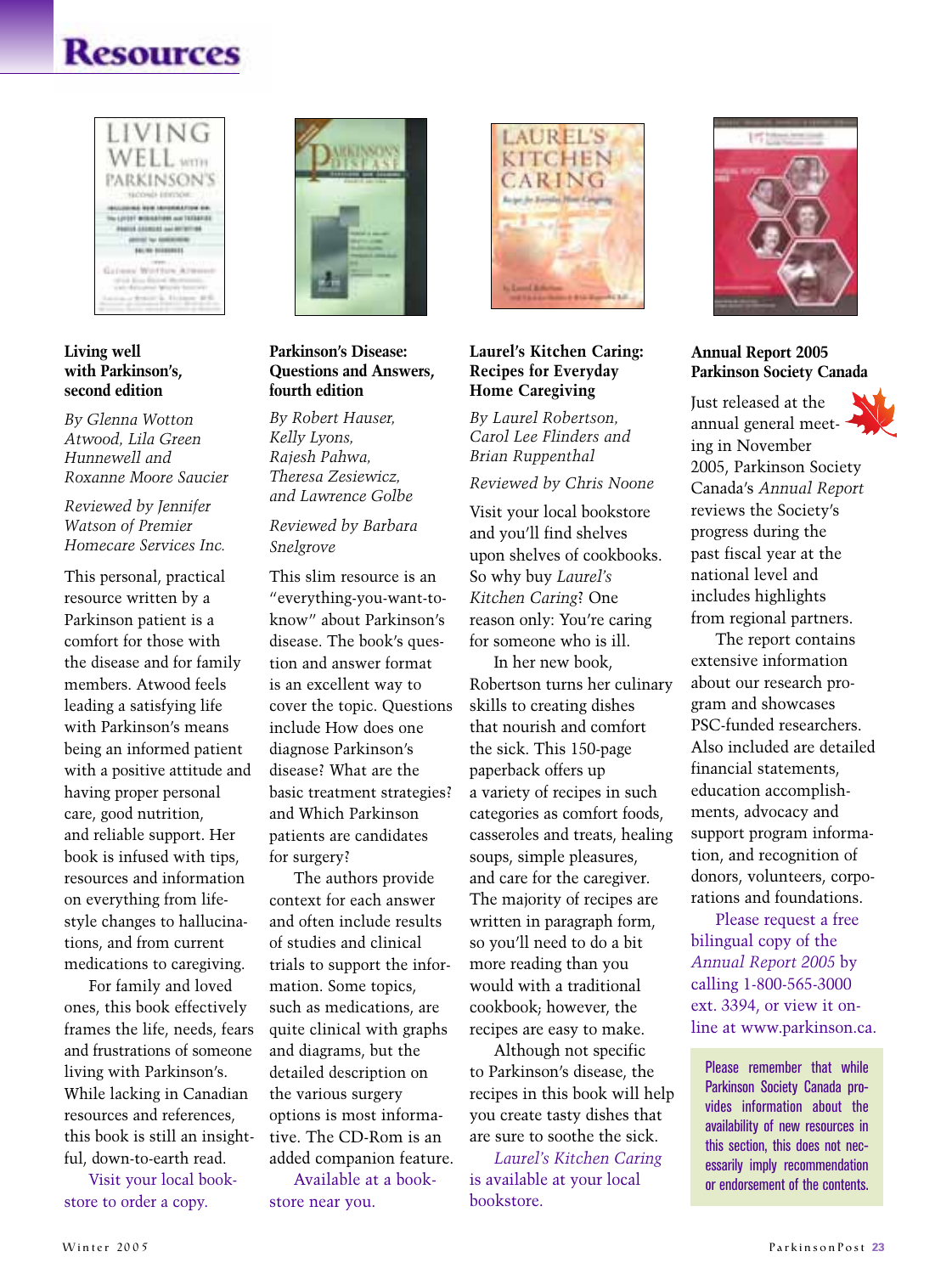# Resources

### Living well with Parkinson's, second edition

*By Glenna Wotton Atwood, Lila Green Hunnewell and Roxanne Moore Saucier*

*Reviewed by Jennifer Watson of Premier Homecare Services Inc.*

This personal, practical resource written by a Parkinson patient is a comfort for those with the disease and for family members. Atwood feels leading a satisfying life with Parkinson's means being an informed patient with a positive attitude and having proper personal care, good nutrition, and reliable support. Her book is infused with tips, resources and information on everything from lifestyle changes to hallucinations, and from current medications to caregiving.

For family and loved ones, this book effectively frames the life, needs, fears and frustrations of someone living with Parkinson's. While lacking in Canadian resources and references, this book is still an insightful, down-to-earth read.

Visit your local bookstore to order a copy.

### Parkinson's Disease: Questions and Answers, fourth edition

*By Robert Hauser, Kelly Lyons, Rajesh Pahwa, Theresa Zesiewicz, and Lawrence Golbe*

*Reviewed by Barbara Snelgrove*

This slim resource is an "everything-you-want-to-know" about Parkinson's disease. The book's question and answer format is an excellent way to cover the topic. Questions include How does one diagnose Parkinson's disease? What are the basic treatment strategies? and Which Parkinson patients are candidates for surgery?

The authors provide context for each answer and often include results of studies and clinical trials to support the information. Some topics, such as medications, are quite clinical with graphs and diagrams, but the detailed description on the various surgery options is most informative. The CD-Rom is an added companion feature.

Available at a bookstore near you.

### Laurel's Kitchen Caring: Recipes for Everyday Home Caregiving

*By Laurel Robertson, Carol Lee Flinders and Brian Ruppenthal*

*Reviewed by Chris Noone*

Visit your local bookstore and you'll find shelves upon shelves of cookbooks. So why buy *Laurel's Kitchen Caring*? One reason only: You're caring for someone who is ill.

In her new book, Robertson turns her culinary skills to creating dishes that nourish and comfort the sick. This 150-page paperback offers up a variety of recipes in such categories as comfort foods, casseroles and treats, healing soups, simple pleasures, and care for the caregiver. The majority of recipes are written in paragraph form, so you'll need to do a bit more reading than you would with a traditional cookbook; however, the recipes are easy to make.

Although not specific to Parkinson's disease, the recipes in this book will help you create tasty dishes that are sure to soothe the sick.

*Laurel's Kitchen Caring* is available at your local bookstore.

### Annual Report 2005 Parkinson Society Canada

Just released at the annual general meeting in November 2005, Parkinson Society Canada's *Annual Report* reviews the Society's progress during the past fiscal year at the national level and includes highlights from regional partners.

The report contains extensive information about our research program and showcases PSC-funded researchers. Also included are detailed financial statements, education accomplishments, advocacy and support program information, and recognition of donors, volunteers, corporations and foundations.

Please request a free bilingual copy of the *Annual Report 2005* by calling 1-800-565-3000 ext. 3394, or view it online at www.parkinson.ca.

Please remember that while Parkinson Society Canada provides information about the availability of new resources in this section, this does not necessarily imply recommendation or endorsement of the contents.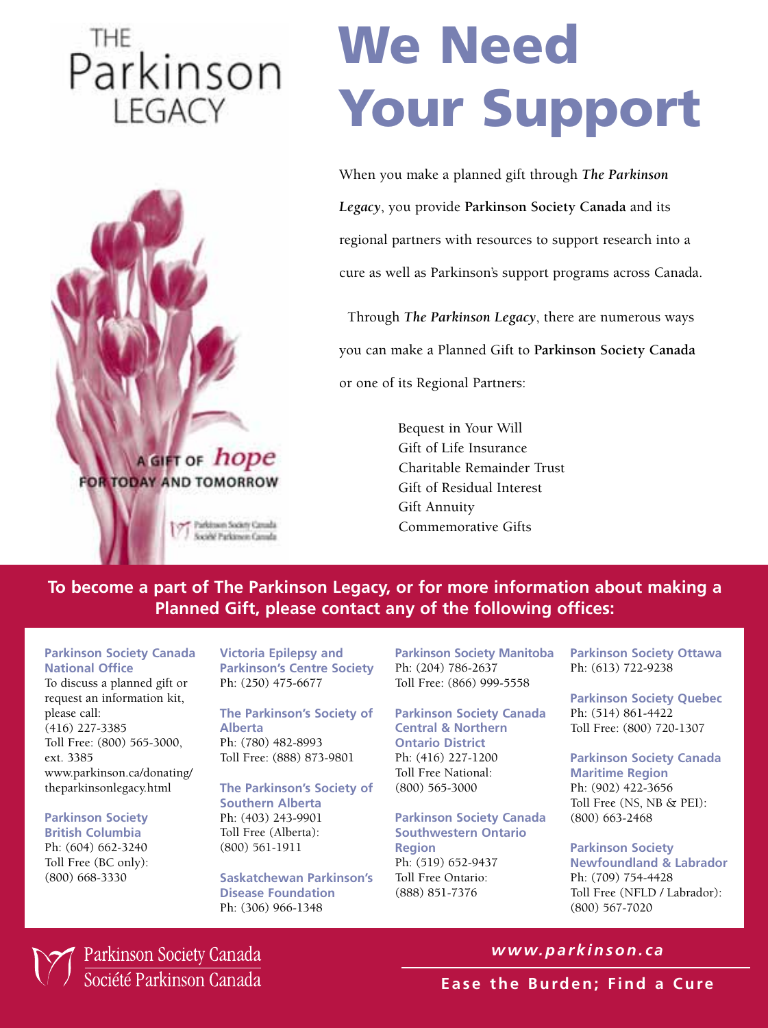THE Parkinson LEGACY

A GIFT OF *hope* FOR TODAY AND TOMORROW

Parkinson Society Canada
Société Parkinson Canada

# We Need Your Support

When you make a planned gift through ***The Parkinson Legacy***, you provide **Parkinson Society Canada** and its regional partners with resources to support research into a cure as well as Parkinson's support programs across Canada.

Through ***The Parkinson Legacy***, there are numerous ways you can make a Planned Gift to **Parkinson Society Canada** or one of its Regional Partners:

- Bequest in Your Will
- Gift of Life Insurance
- Charitable Remainder Trust
- Gift of Residual Interest
- Gift Annuity
- Commemorative Gifts

**To become a part of The Parkinson Legacy, or for more information about making a Planned Gift, please contact any of the following offices:**

**Parkinson Society Canada National Office**
To discuss a planned gift or request an information kit, please call:
(416) 227-3385
Toll Free: (800) 565-3000, ext. 3385
www.parkinson.ca/donating/theparkinsonlegacy.html

**Parkinson Society British Columbia**
Ph: (604) 662-3240
Toll Free (BC only): (800) 668-3330

**Victoria Epilepsy and Parkinson's Centre Society**
Ph: (250) 475-6677

**The Parkinson's Society of Alberta**
Ph: (780) 482-8993
Toll Free: (888) 873-9801

**The Parkinson's Society of Southern Alberta**
Ph: (403) 243-9901
Toll Free (Alberta): (800) 561-1911

**Saskatchewan Parkinson's Disease Foundation**
Ph: (306) 966-1348

**Parkinson Society Manitoba**
Ph: (204) 786-2637
Toll Free: (866) 999-5558

**Parkinson Society Canada Central & Northern Ontario District**
Ph: (416) 227-1200
Toll Free National: (800) 565-3000

**Parkinson Society Canada Southwestern Ontario Region**
Ph: (519) 652-9437
Toll Free Ontario: (888) 851-7376

**Parkinson Society Ottawa**
Ph: (613) 722-9238

**Parkinson Society Quebec**
Ph: (514) 861-4422
Toll Free: (800) 720-1307

**Parkinson Society Canada Maritime Region**
Ph: (902) 422-3656
Toll Free (NS, NB & PEI): (800) 663-2468

**Parkinson Society Newfoundland & Labrador**
Ph: (709) 754-4428
Toll Free (NFLD / Labrador): (800) 567-7020

Parkinson Society Canada
Société Parkinson Canada

***www.parkinson.ca***

**Ease the Burden; Find a Cure**